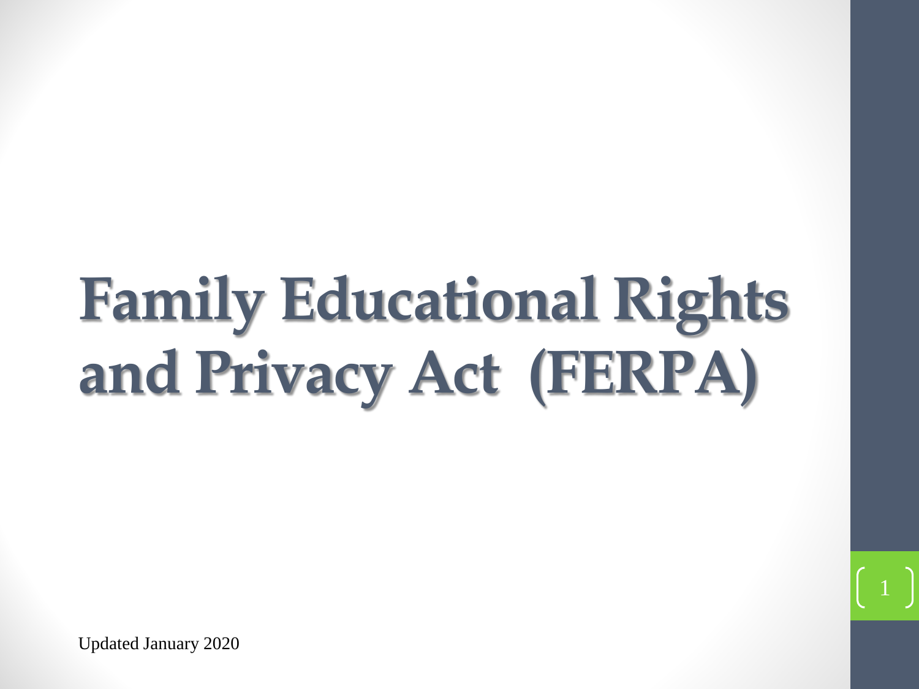# Family Educational Rights and Privacy Act (FERPA)

Updated January 2020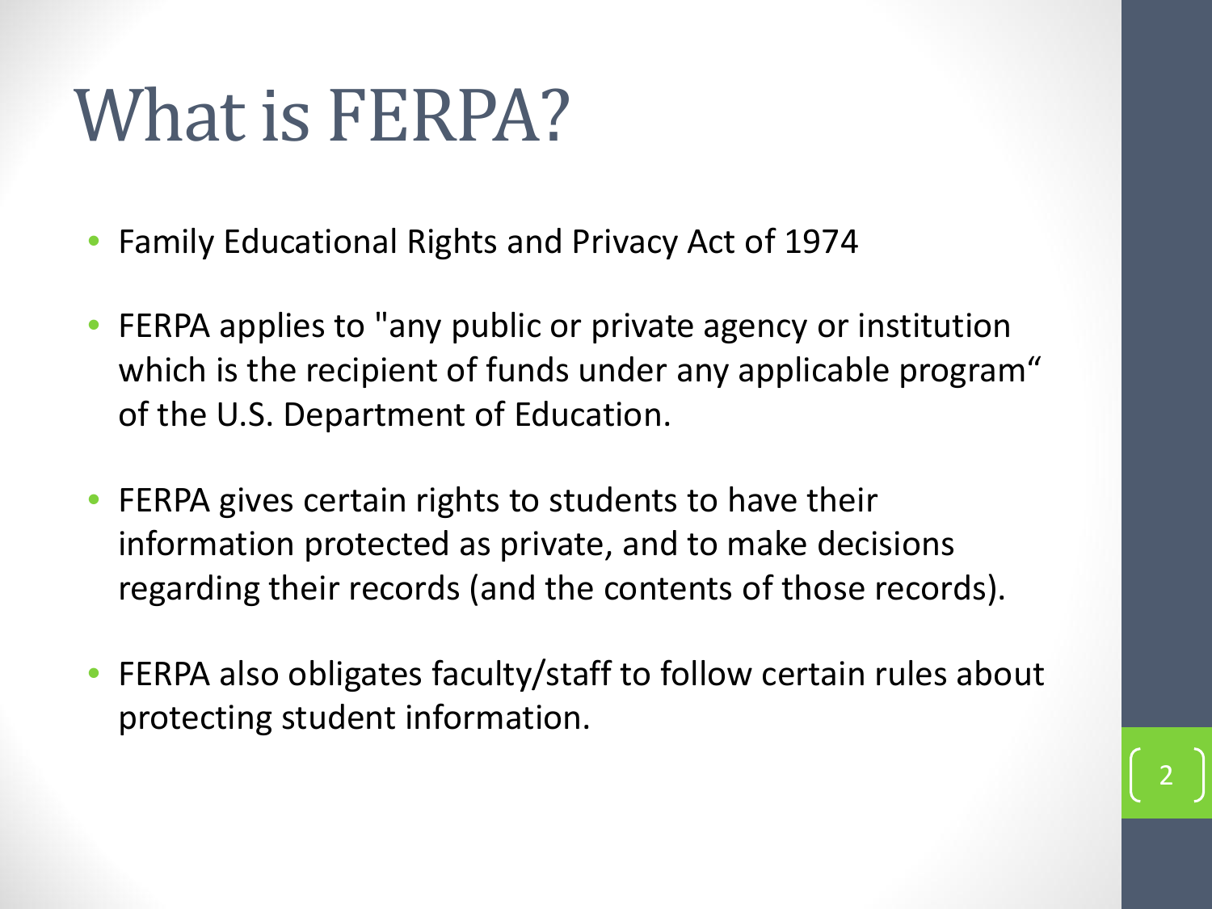# What is FERPA?

- Family Educational Rights and Privacy Act of 1974
- FERPA applies to "any public or private agency or institution which is the recipient of funds under any applicable program“ of the U.S. Department of Education.
- FERPA gives certain rights to students to have their information protected as private, and to make decisions regarding their records (and the contents of those records).
- FERPA also obligates faculty/staff to follow certain rules about protecting student information.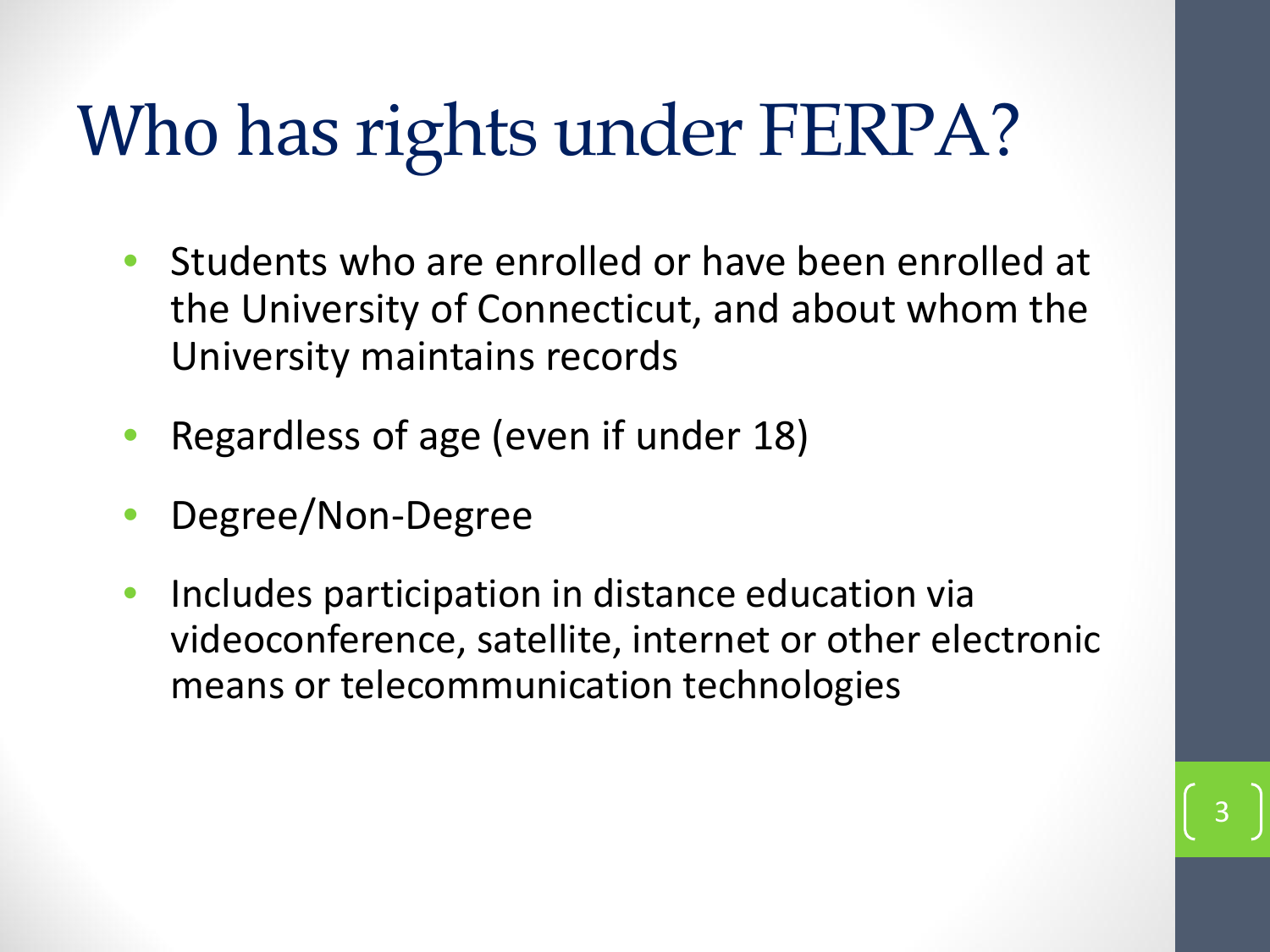# Who has rights under FERPA?

- Students who are enrolled or have been enrolled at the University of Connecticut, and about whom the University maintains records
- Regardless of age (even if under 18)
- Degree/Non-Degree
- Includes participation in distance education via videoconference, satellite, internet or other electronic means or telecommunication technologies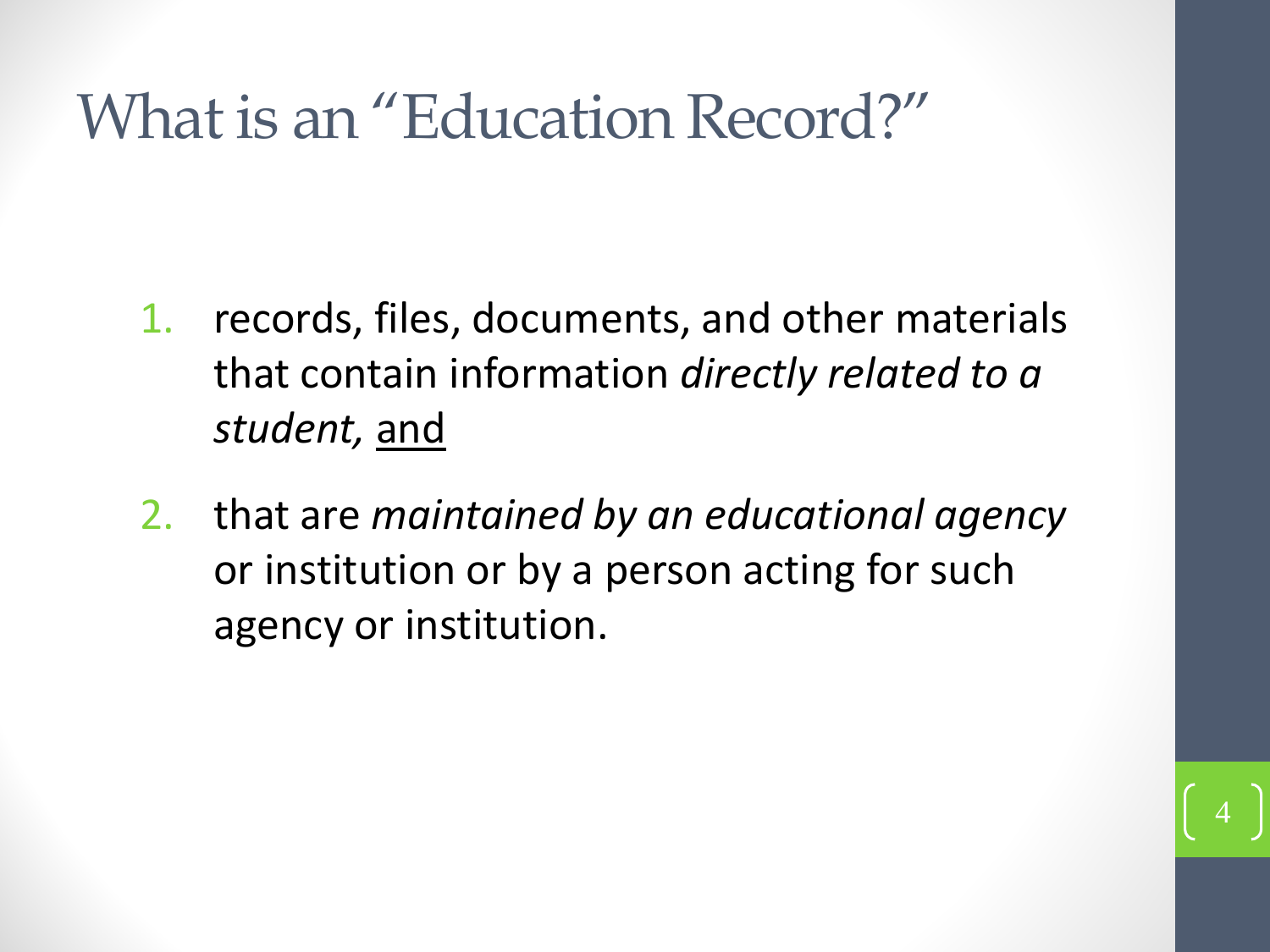# What is an "Education Record?"

1. records, files, documents, and other materials that contain information *directly related to a student,* <u>and</u>
2. that are *maintained by an educational agency* or institution or by a person acting for such agency or institution.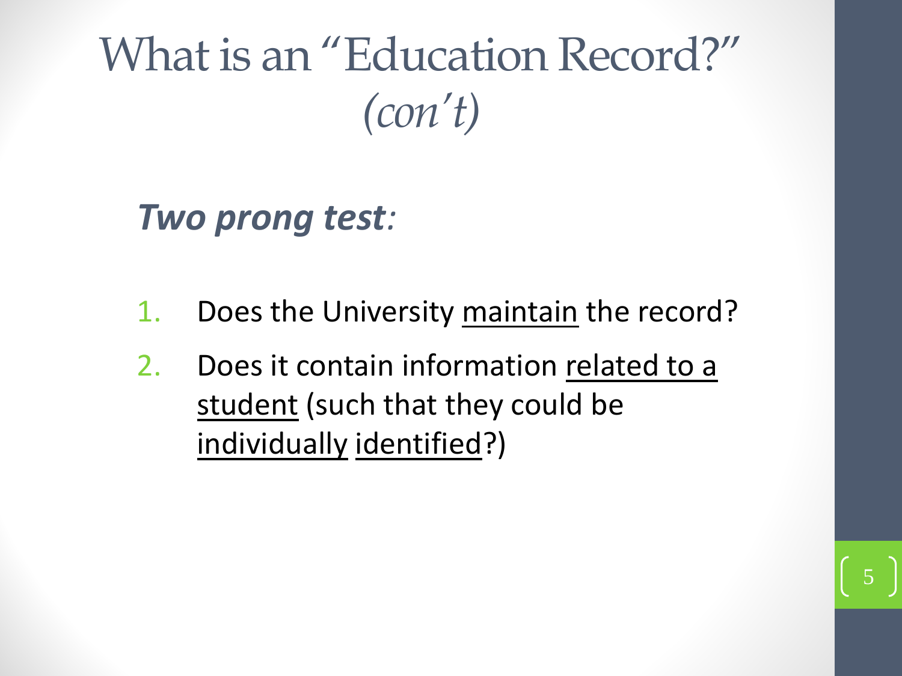# What is an "Education Record?" *(con't)*

***Two prong test:***

1. Does the University maintain the record?
2. Does it contain information related to a student (such that they could be individually identified?)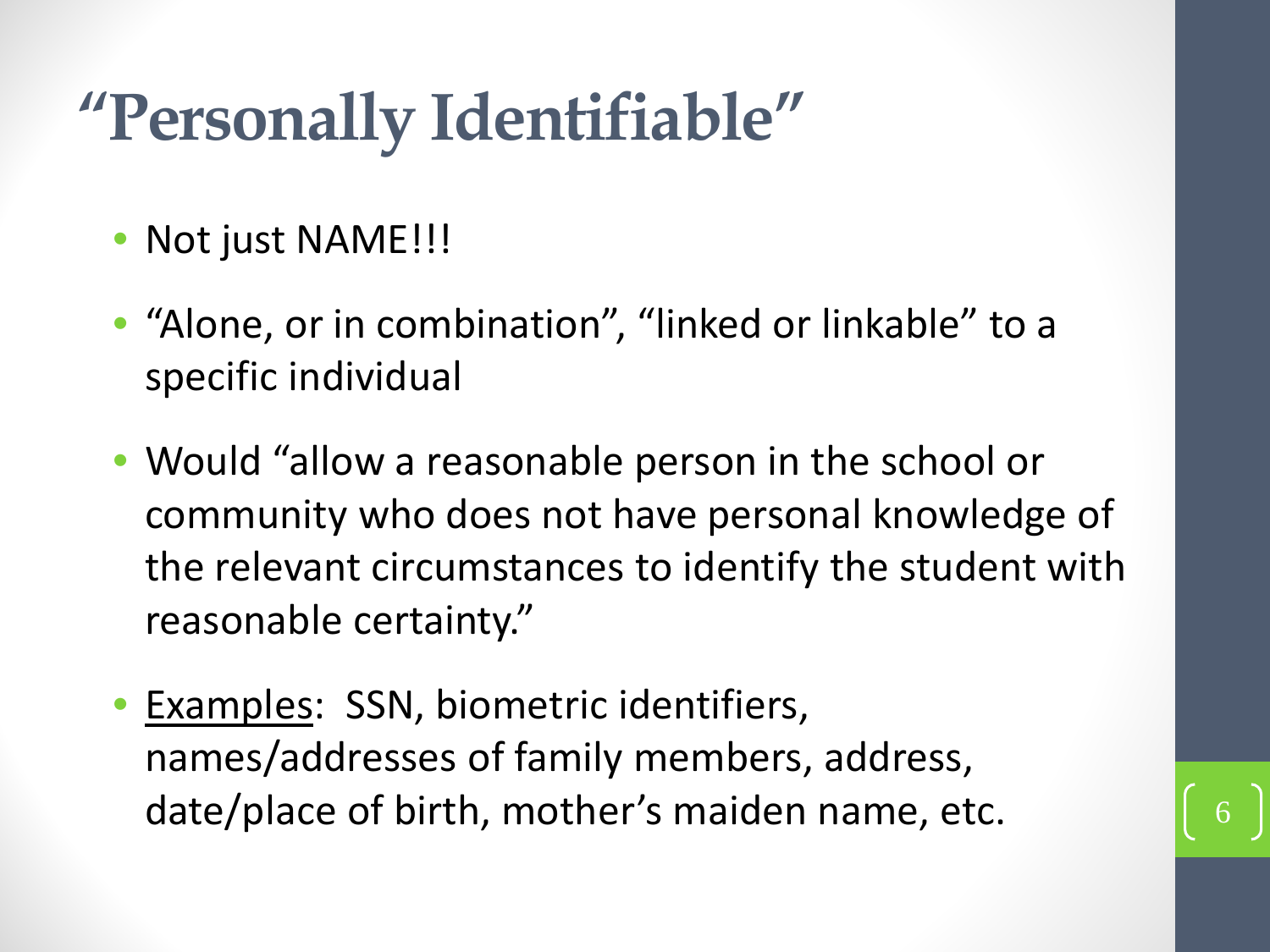# “Personally Identifiable”

- Not just NAME!!!
- “Alone, or in combination”, “linked or linkable” to a specific individual
- Would “allow a reasonable person in the school or community who does not have personal knowledge of the relevant circumstances to identify the student with reasonable certainty.”
- Examples: SSN, biometric identifiers, names/addresses of family members, address, date/place of birth, mother’s maiden name, etc.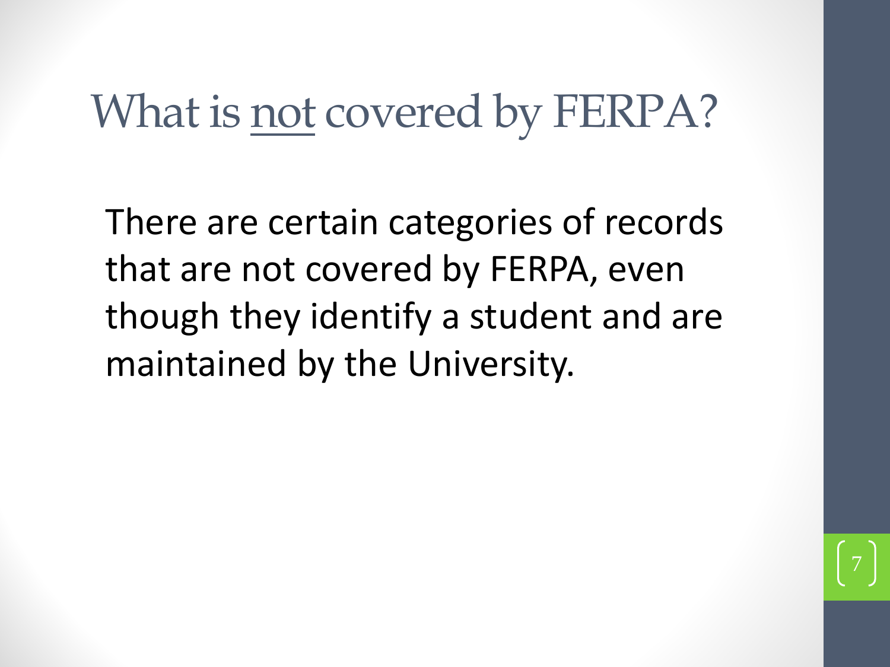# What is <u>not</u> covered by FERPA?

There are certain categories of records that are not covered by FERPA, even though they identify a student and are maintained by the University.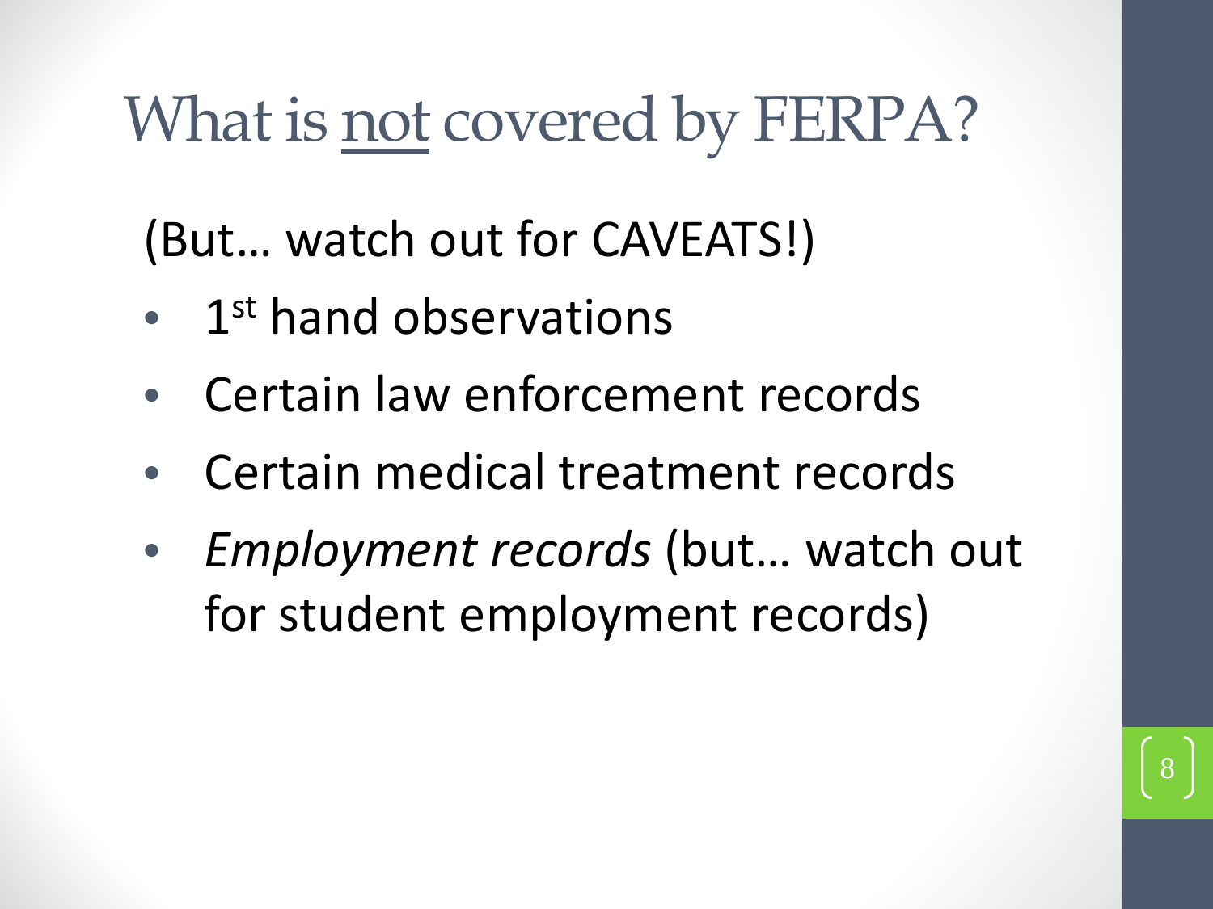# What is <u>not</u> covered by FERPA?

(But… watch out for CAVEATS!)

- 1st hand observations
- Certain law enforcement records
- Certain medical treatment records
- *Employment records* (but… watch out for student employment records)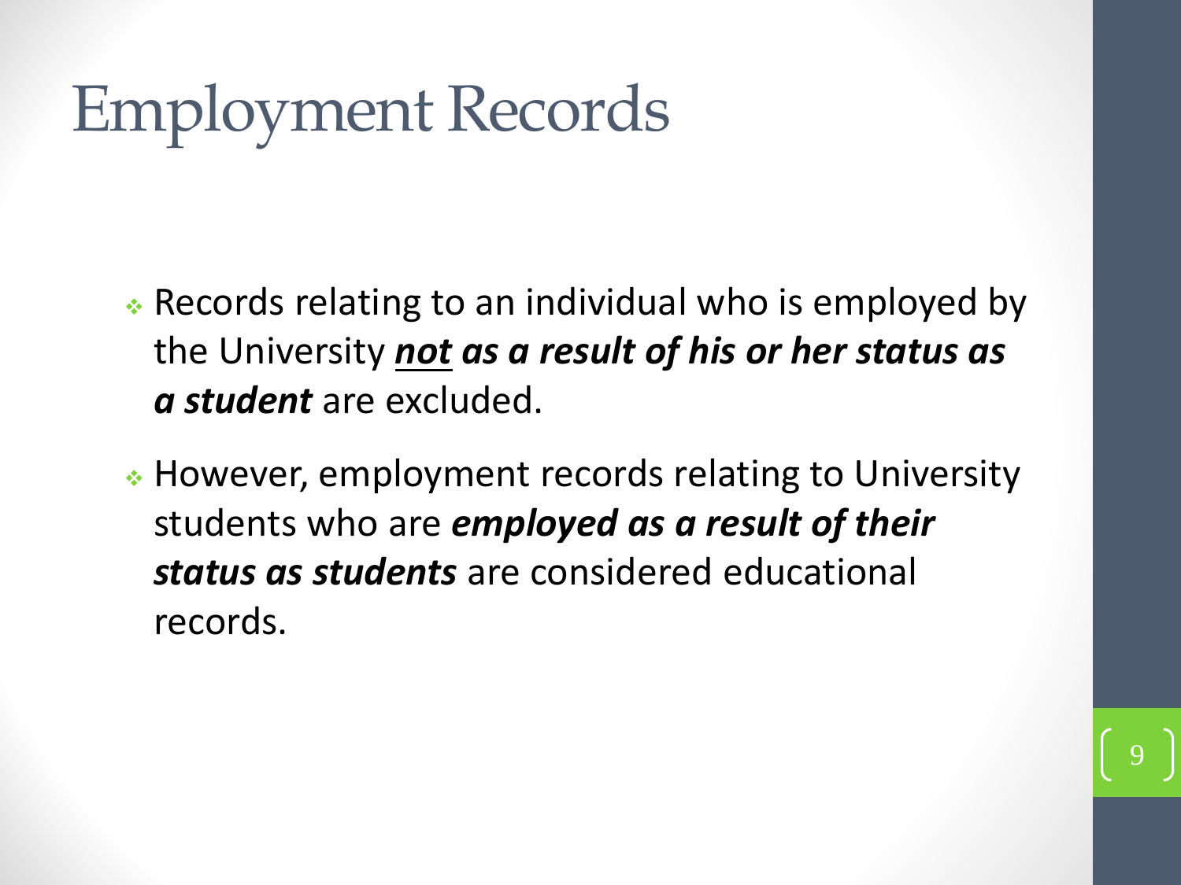# Employment Records

- Records relating to an individual who is employed by the University ***<u>not</u> as a result of his or her status as a student*** are excluded.
- However, employment records relating to University students who are ***employed as a result of their status as students*** are considered educational records.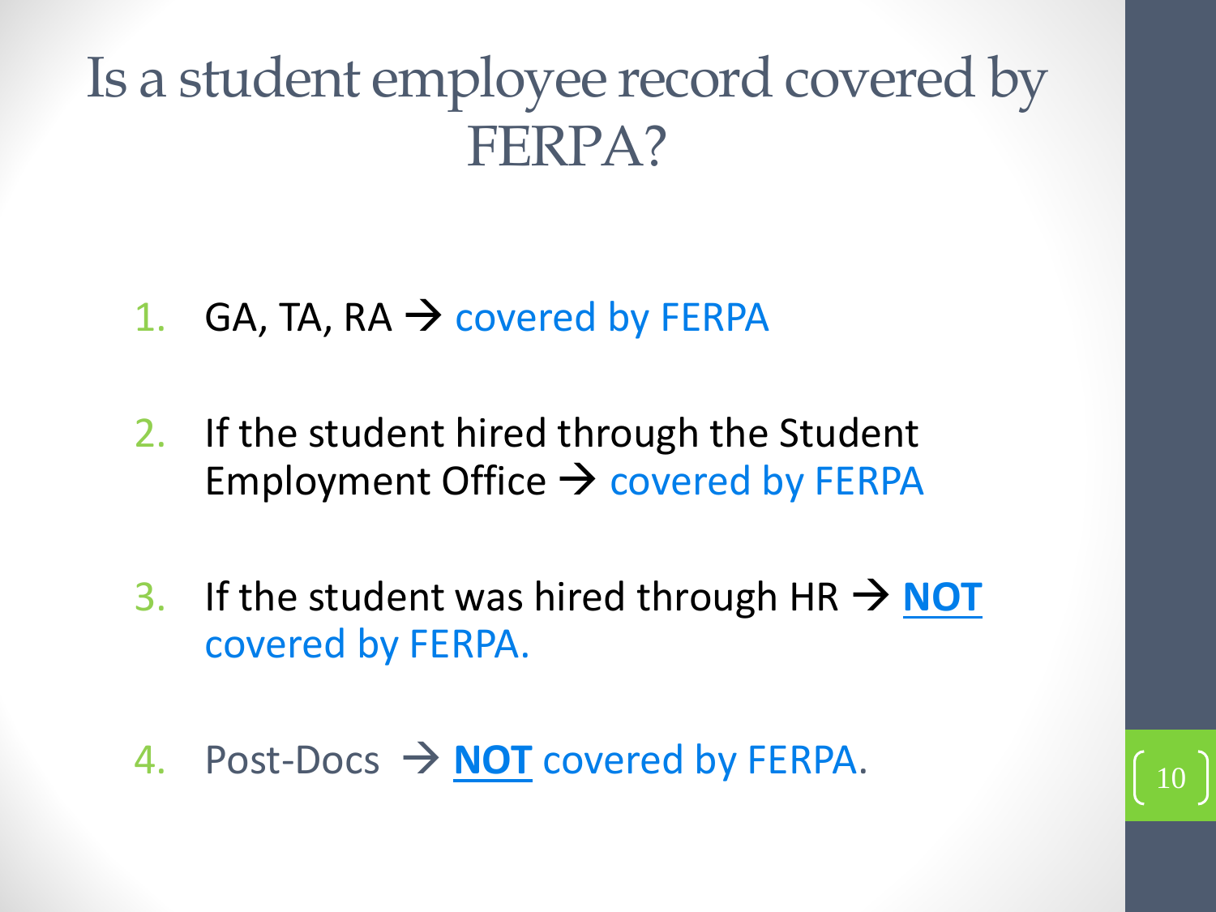# Is a student employee record covered by FERPA?

1. GA, TA, RA → covered by FERPA
2. If the student hired through the Student Employment Office → covered by FERPA
3. If the student was hired through HR → **NOT** covered by FERPA.
4. Post-Docs → **NOT** covered by FERPA.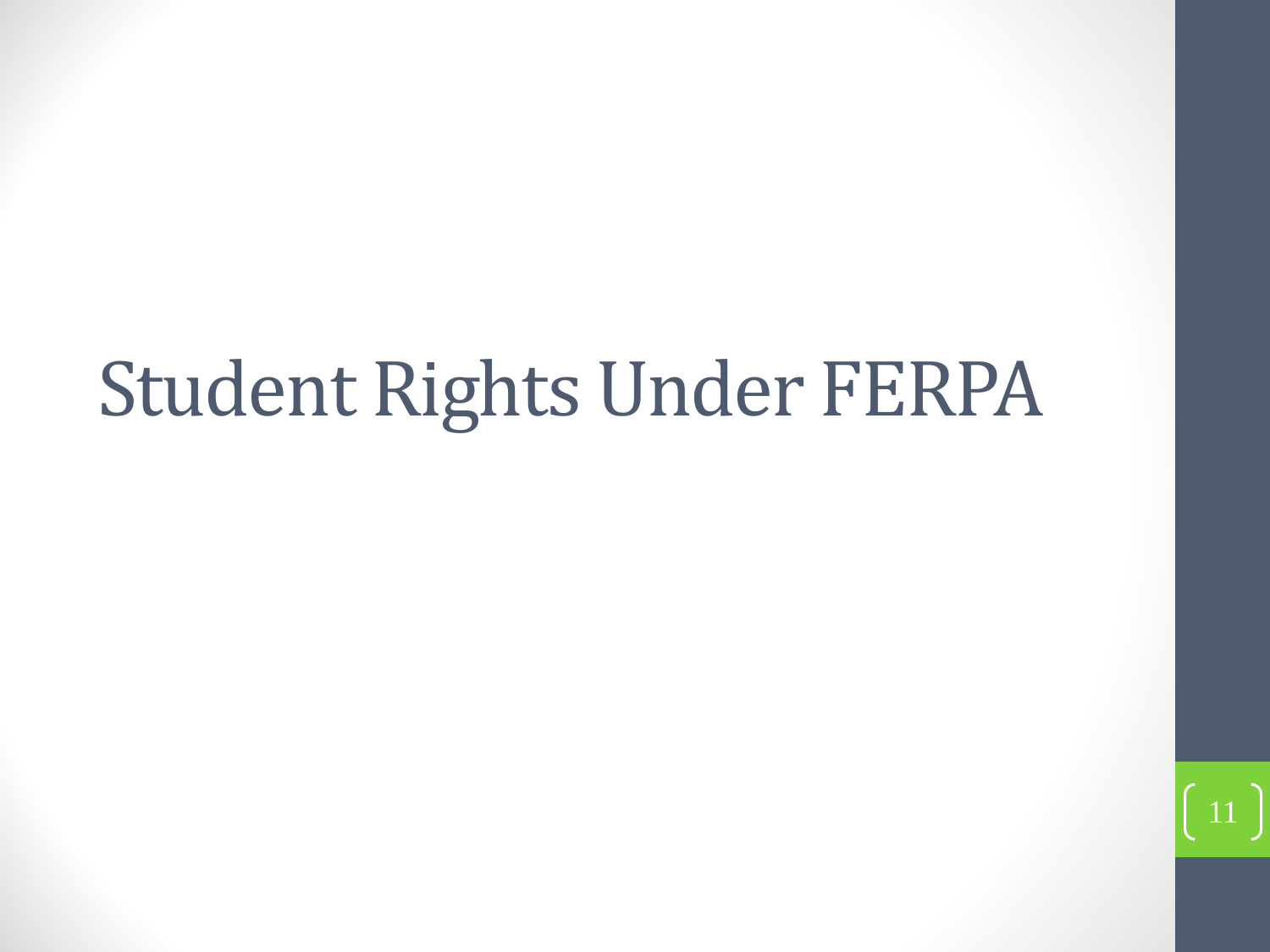# Student Rights Under FERPA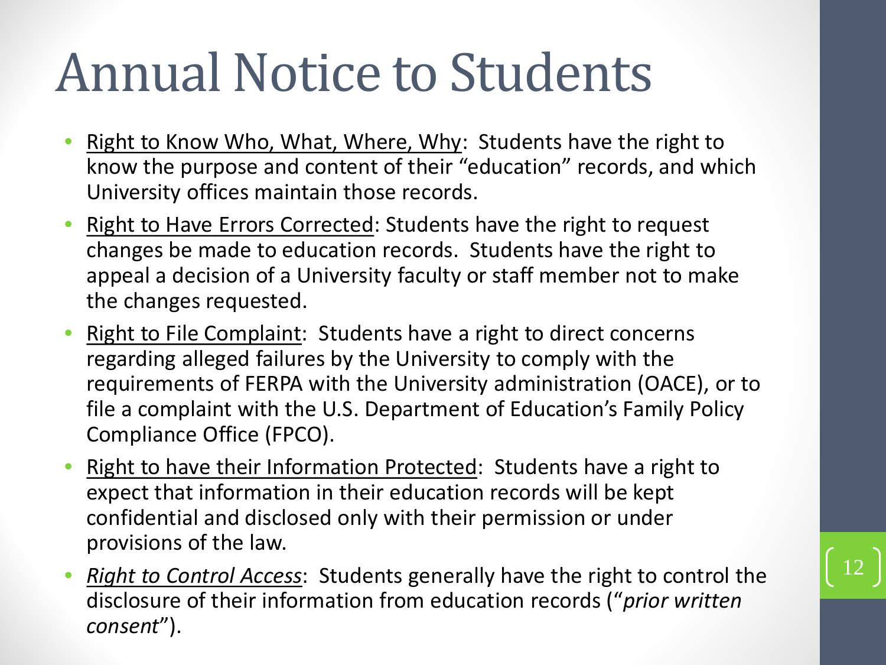# Annual Notice to Students

- Right to Know Who, What, Where, Why: Students have the right to know the purpose and content of their "education" records, and which University offices maintain those records.
- Right to Have Errors Corrected: Students have the right to request changes be made to education records. Students have the right to appeal a decision of a University faculty or staff member not to make the changes requested.
- Right to File Complaint: Students have a right to direct concerns regarding alleged failures by the University to comply with the requirements of FERPA with the University administration (OACE), or to file a complaint with the U.S. Department of Education's Family Policy Compliance Office (FPCO).
- Right to have their Information Protected: Students have a right to expect that information in their education records will be kept confidential and disclosed only with their permission or under provisions of the law.
- *Right to Control Access*: Students generally have the right to control the disclosure of their information from education records ("*prior written consent*").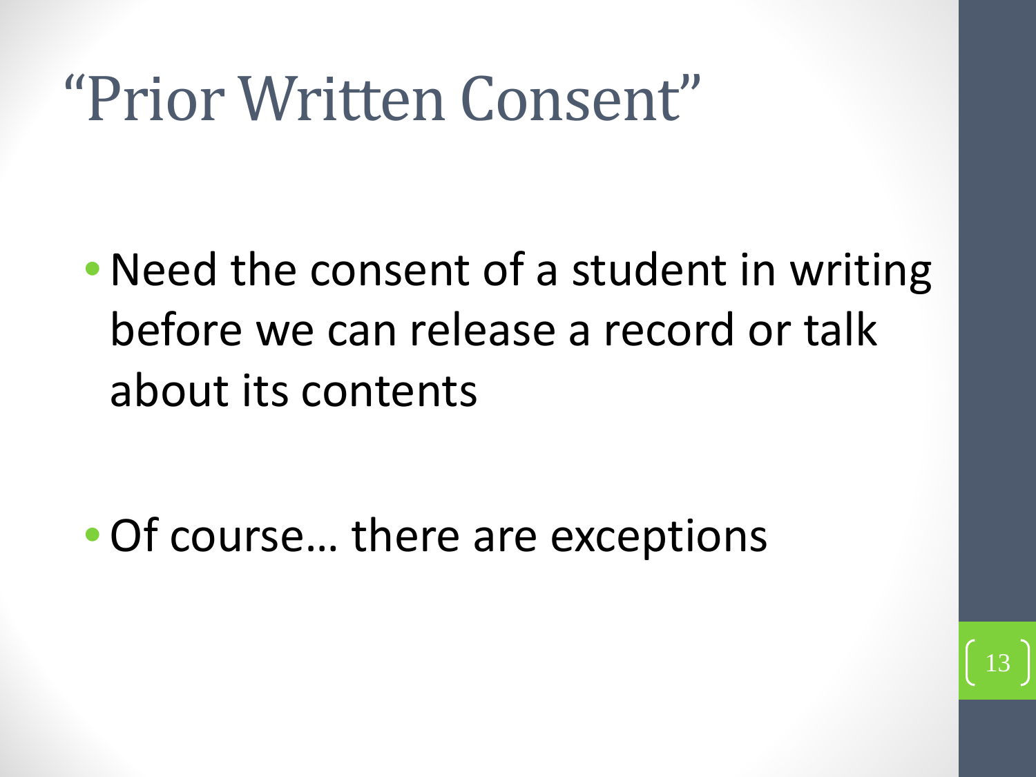# "Prior Written Consent"

- Need the consent of a student in writing before we can release a record or talk about its contents

- Of course… there are exceptions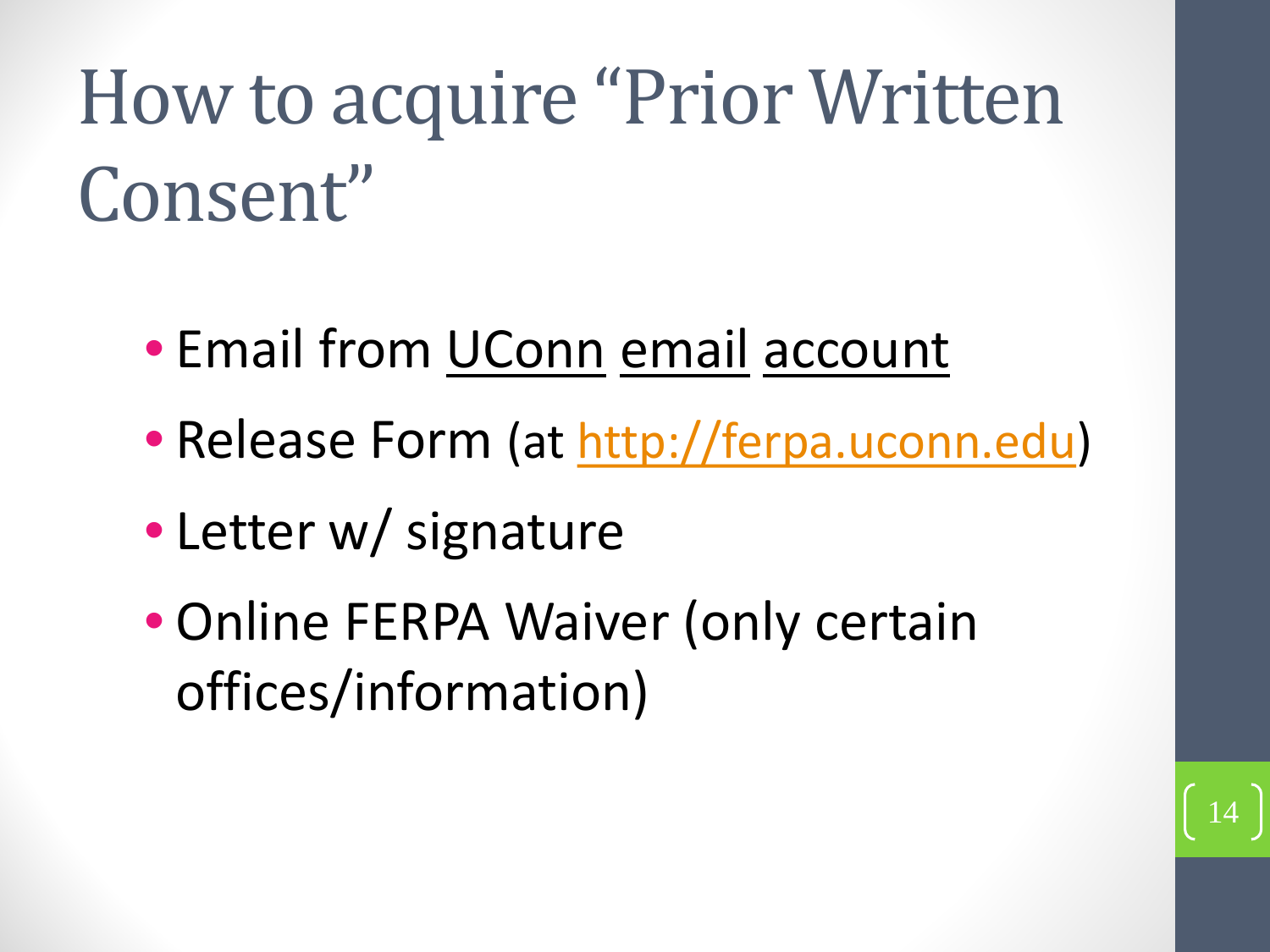# How to acquire "Prior Written Consent"

- Email from UConn email account
- Release Form (at http://ferpa.uconn.edu)
- Letter w/ signature
- Online FERPA Waiver (only certain offices/information)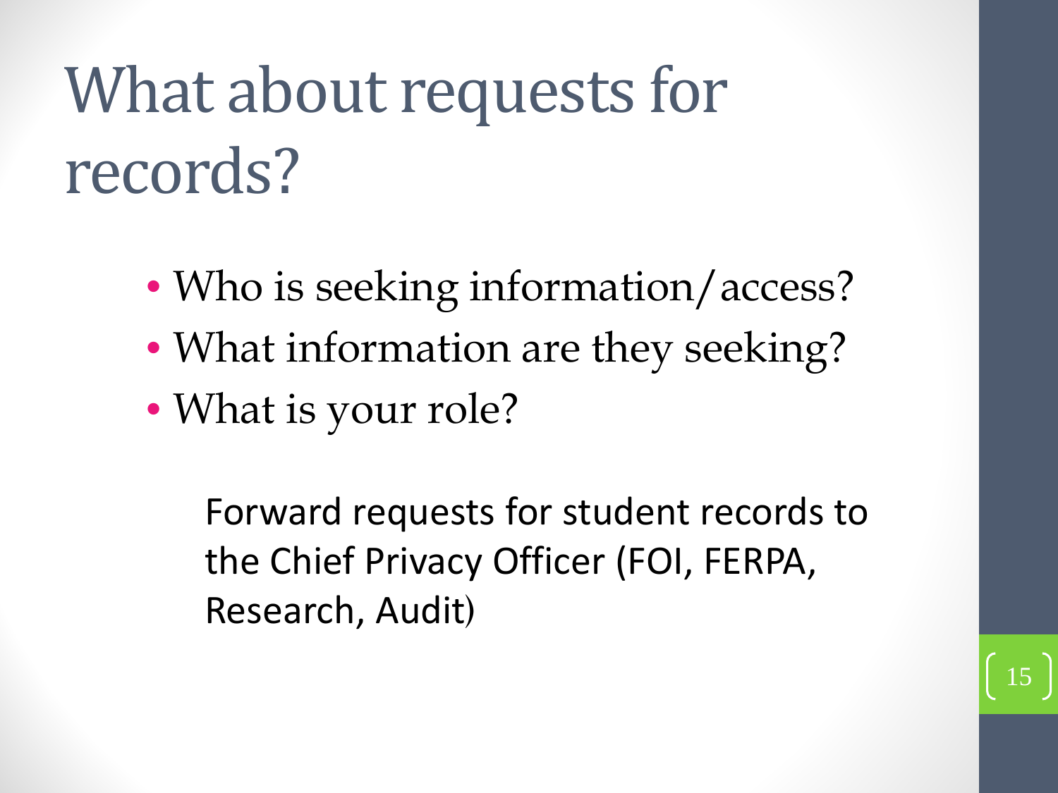# What about requests for records?

- Who is seeking information/access?
- What information are they seeking?
- What is your role?

Forward requests for student records to the Chief Privacy Officer (FOI, FERPA, Research, Audit)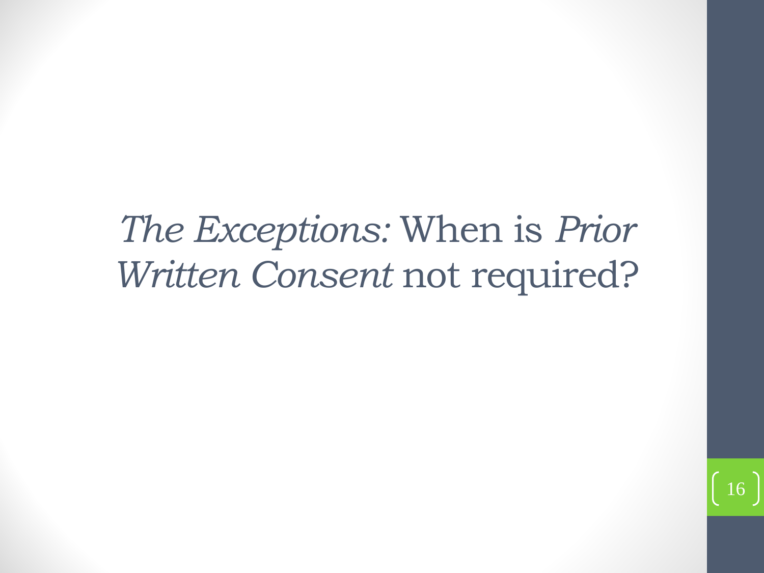# *The Exceptions:* When is *Prior Written Consent* not required?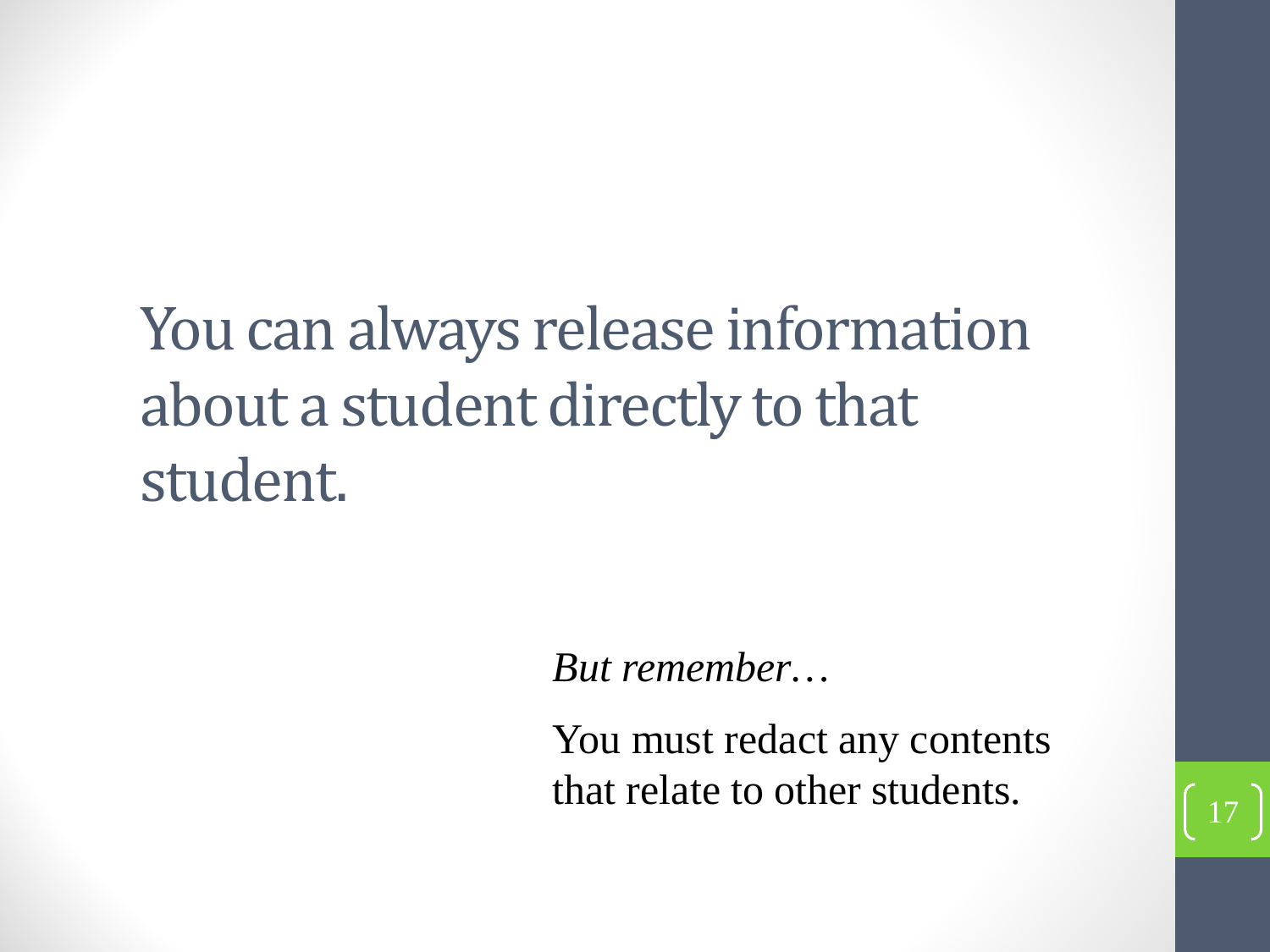# You can always release information about a student directly to that student.

*But remember…*

You must redact any contents that relate to other students.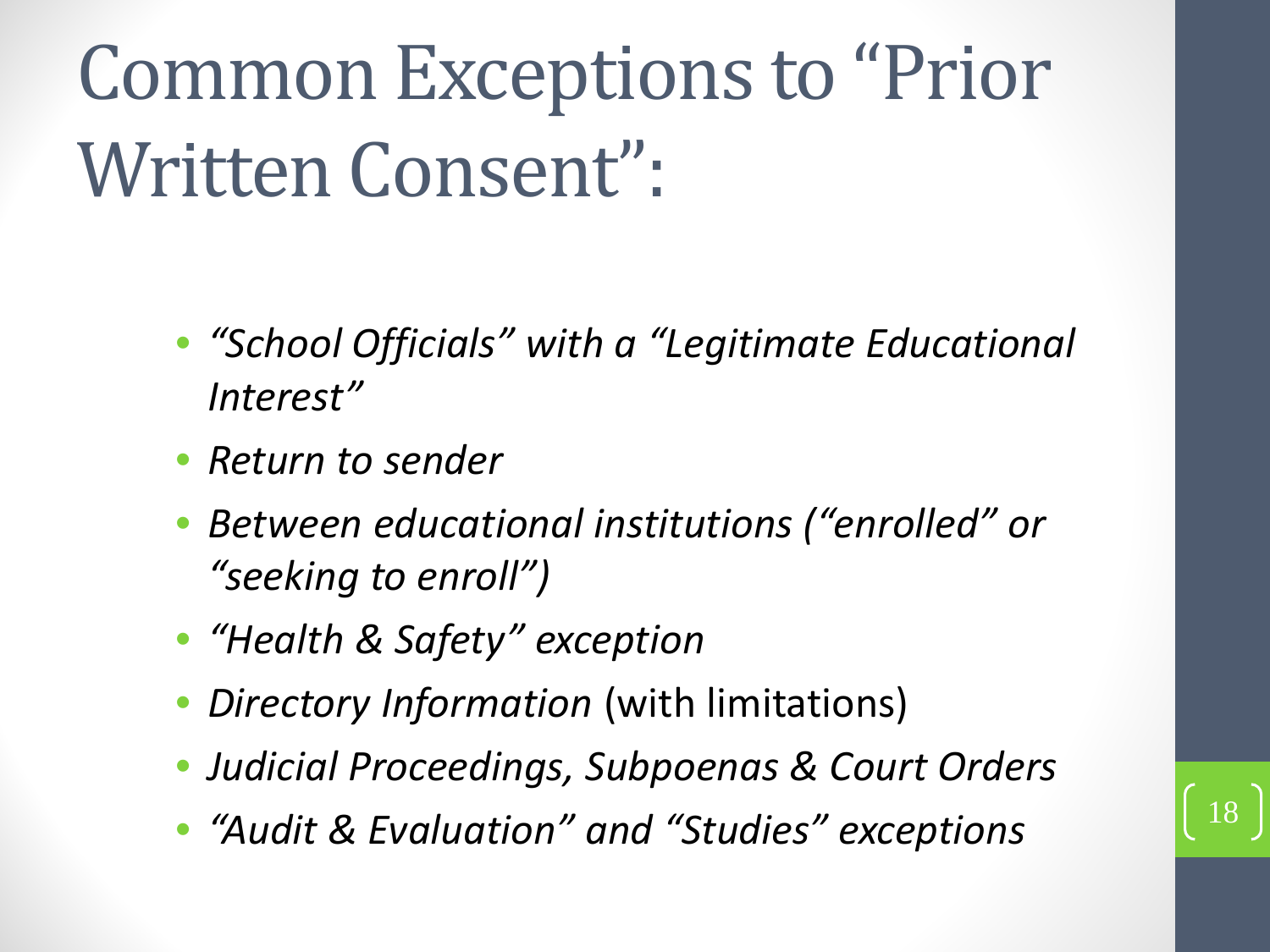# Common Exceptions to "Prior Written Consent":

- *"School Officials" with a "Legitimate Educational Interest"*
- *Return to sender*
- *Between educational institutions ("enrolled" or "seeking to enroll")*
- *"Health & Safety" exception*
- *Directory Information* (with limitations)
- *Judicial Proceedings, Subpoenas & Court Orders*
- *"Audit & Evaluation" and "Studies" exceptions*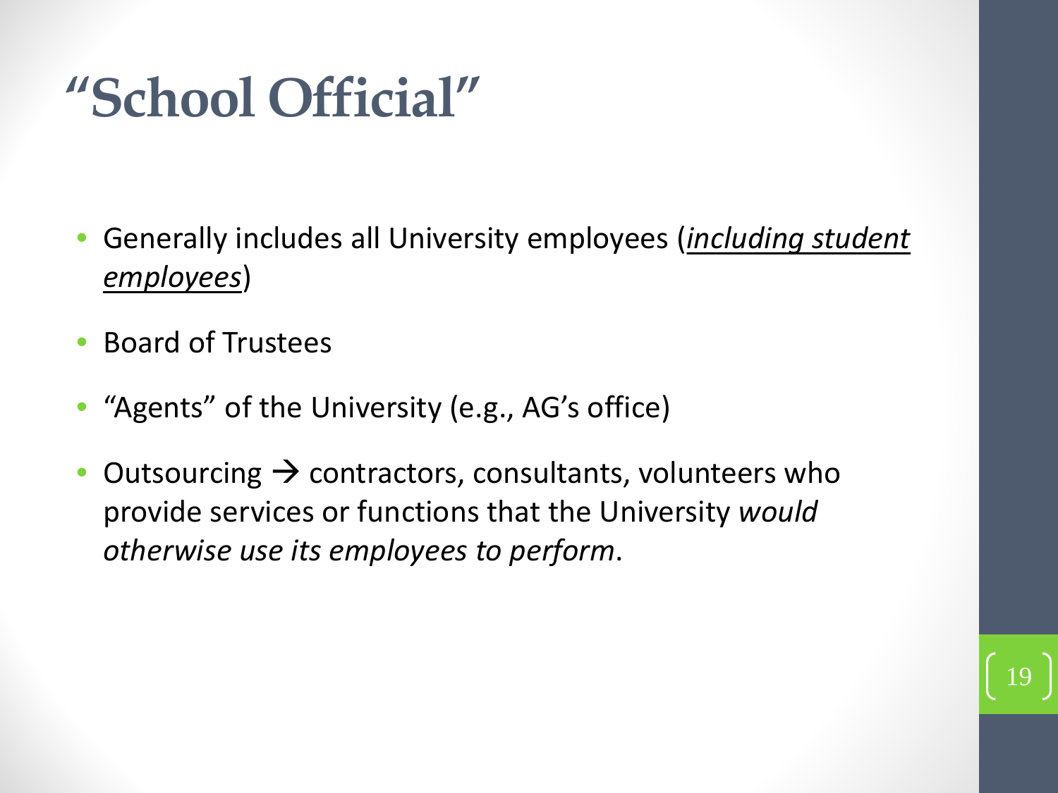# "School Official"

- Generally includes all University employees (*<u>including student employees</u>*)
- Board of Trustees
- "Agents" of the University (e.g., AG's office)
- Outsourcing → contractors, consultants, volunteers who provide services or functions that the University *would otherwise use its employees to perform*.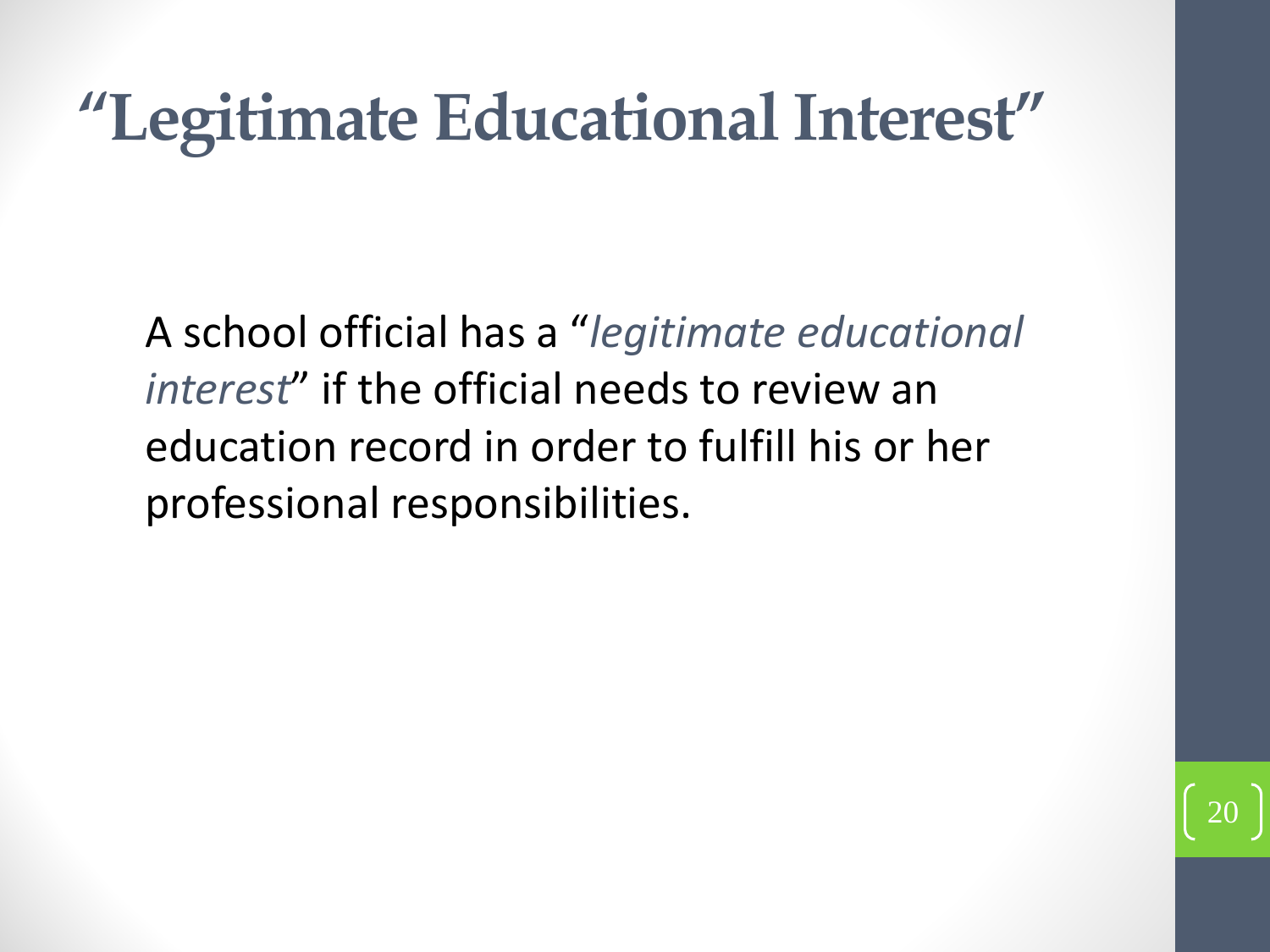# "Legitimate Educational Interest"

A school official has a "*legitimate educational interest*" if the official needs to review an education record in order to fulfill his or her professional responsibilities.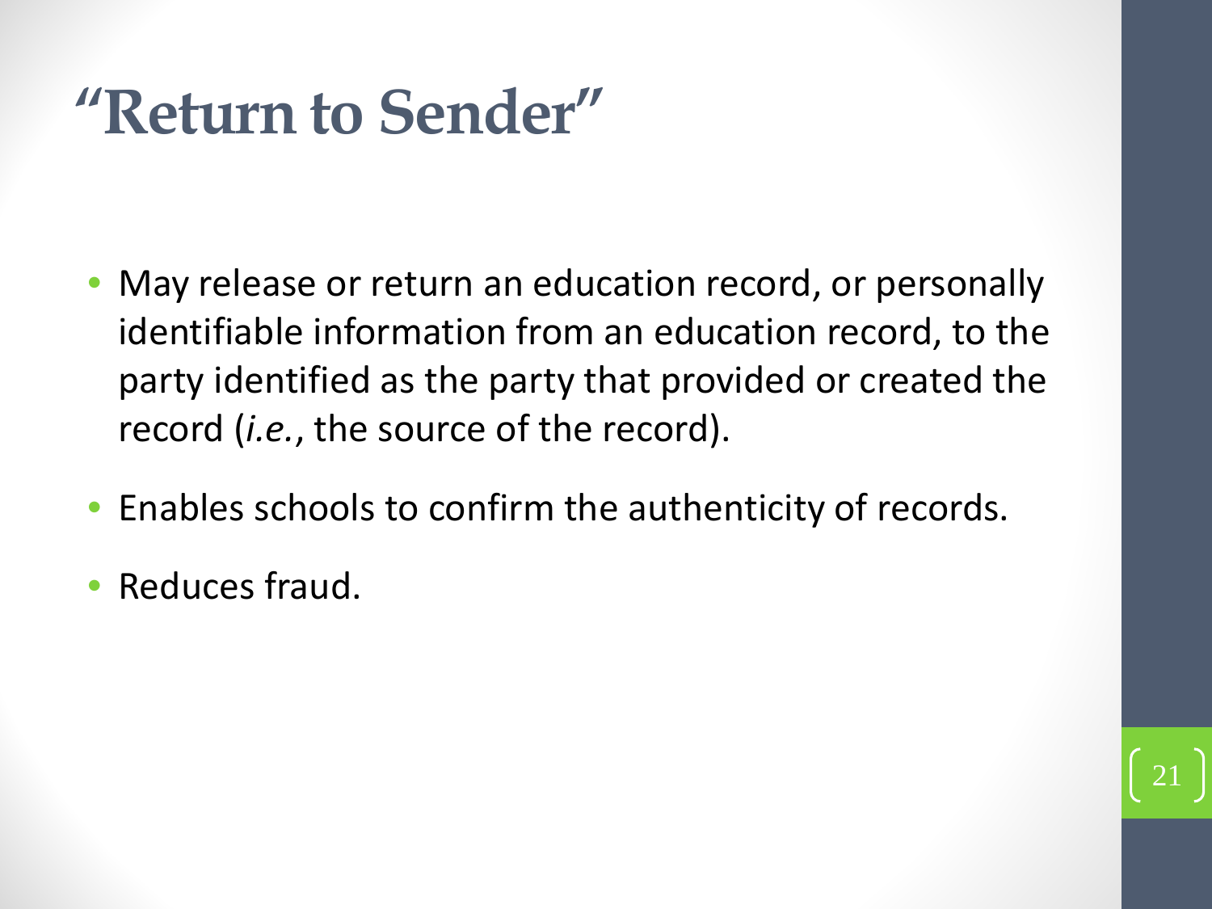# "Return to Sender"

- May release or return an education record, or personally identifiable information from an education record, to the party identified as the party that provided or created the record (*i.e.*, the source of the record).
- Enables schools to confirm the authenticity of records.
- Reduces fraud.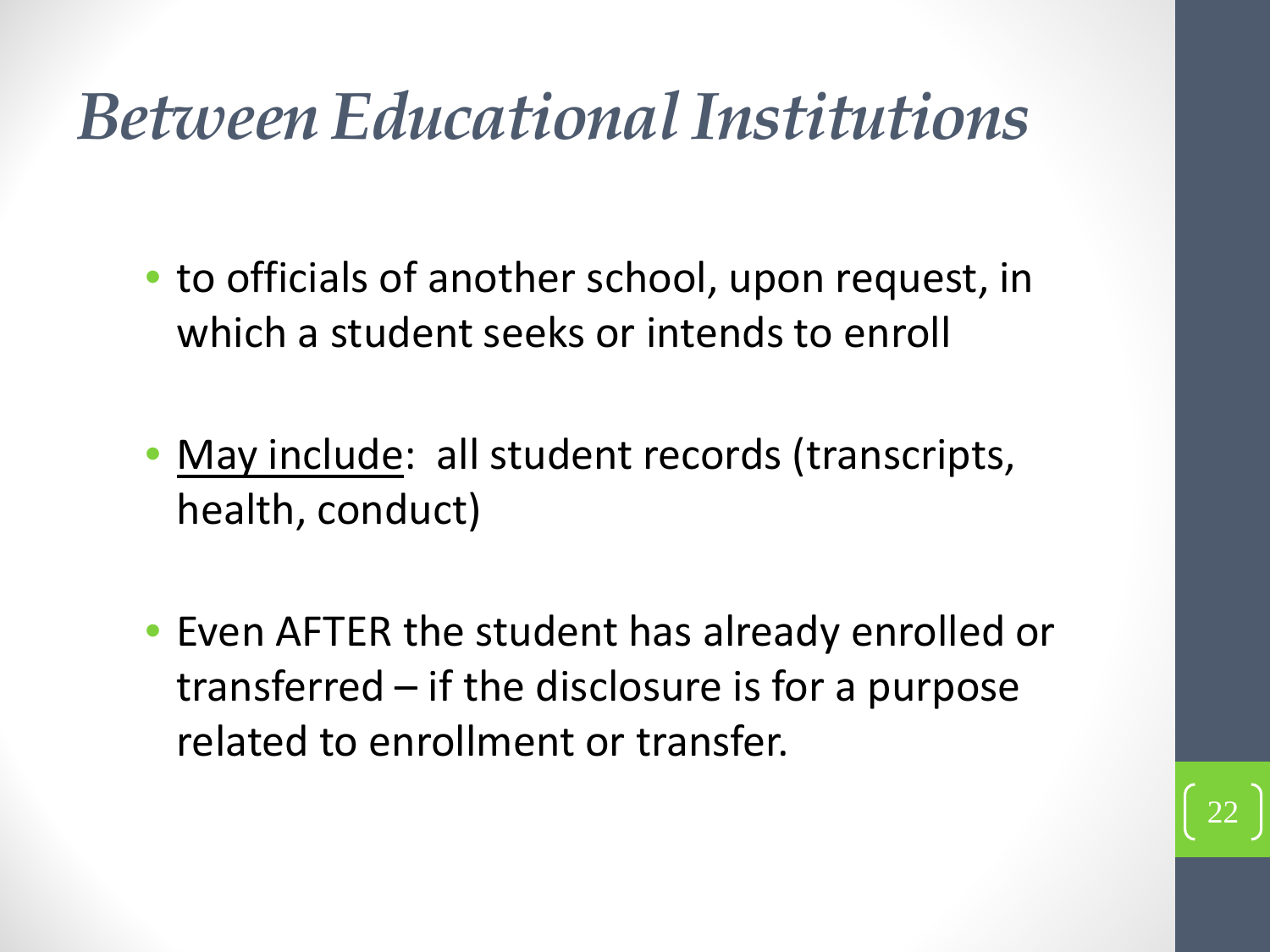# *Between Educational Institutions*

- to officials of another school, upon request, in which a student seeks or intends to enroll
- <u>May include</u>: all student records (transcripts, health, conduct)
- Even AFTER the student has already enrolled or transferred – if the disclosure is for a purpose related to enrollment or transfer.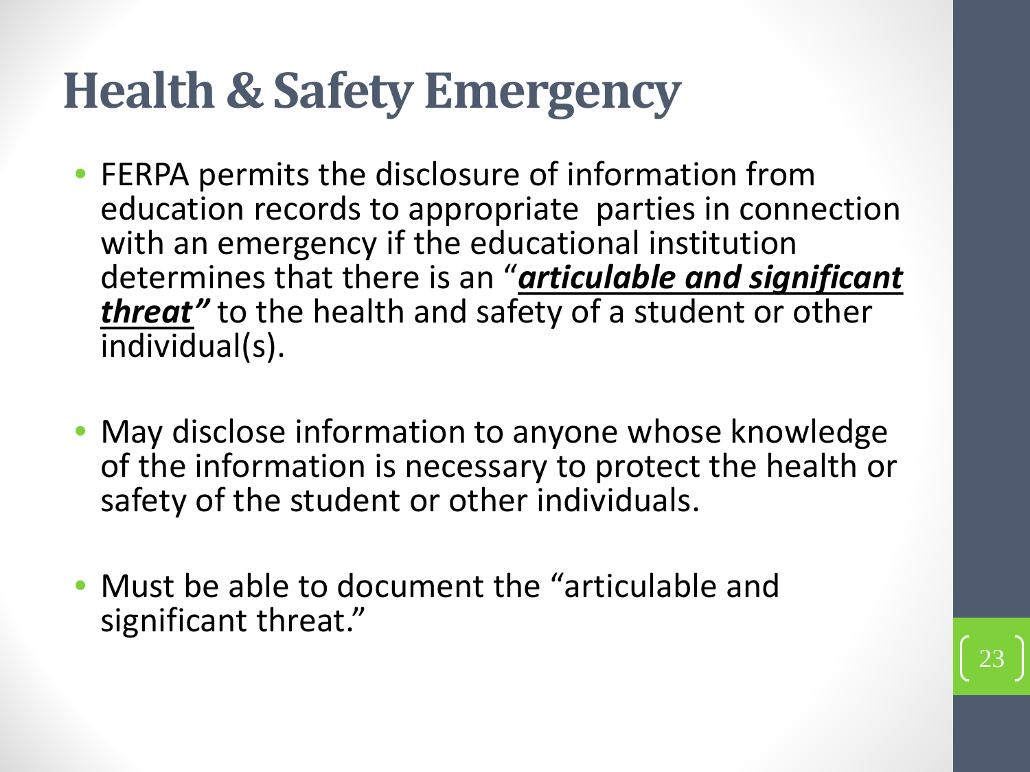# Health & Safety Emergency

- FERPA permits the disclosure of information from education records to appropriate parties in connection with an emergency if the educational institution determines that there is an "***articulable and significant threat***" to the health and safety of a student or other individual(s).

- May disclose information to anyone whose knowledge of the information is necessary to protect the health or safety of the student or other individuals.

- Must be able to document the "articulable and significant threat."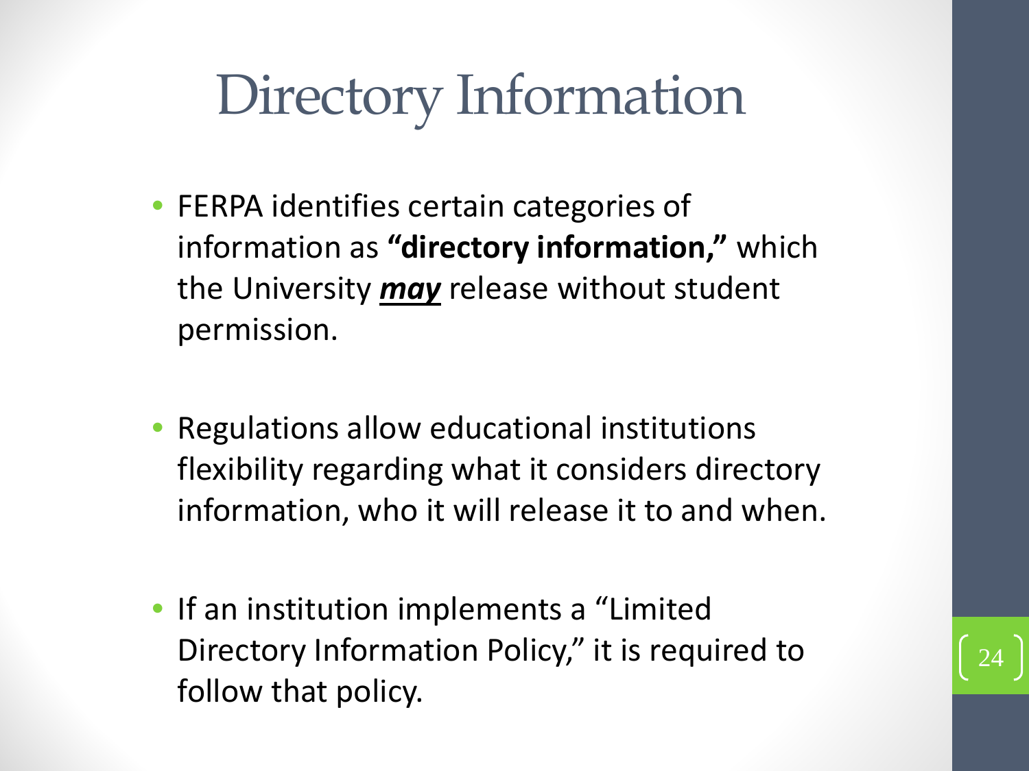# Directory Information

- FERPA identifies certain categories of information as **"directory information,"** which the University ***may*** release without student permission.

- Regulations allow educational institutions flexibility regarding what it considers directory information, who it will release it to and when.

- If an institution implements a "Limited Directory Information Policy," it is required to follow that policy.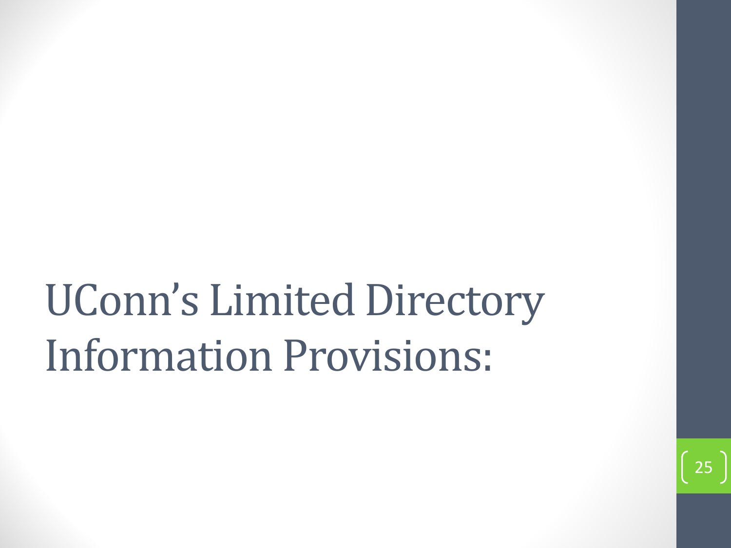# UConn’s Limited Directory Information Provisions: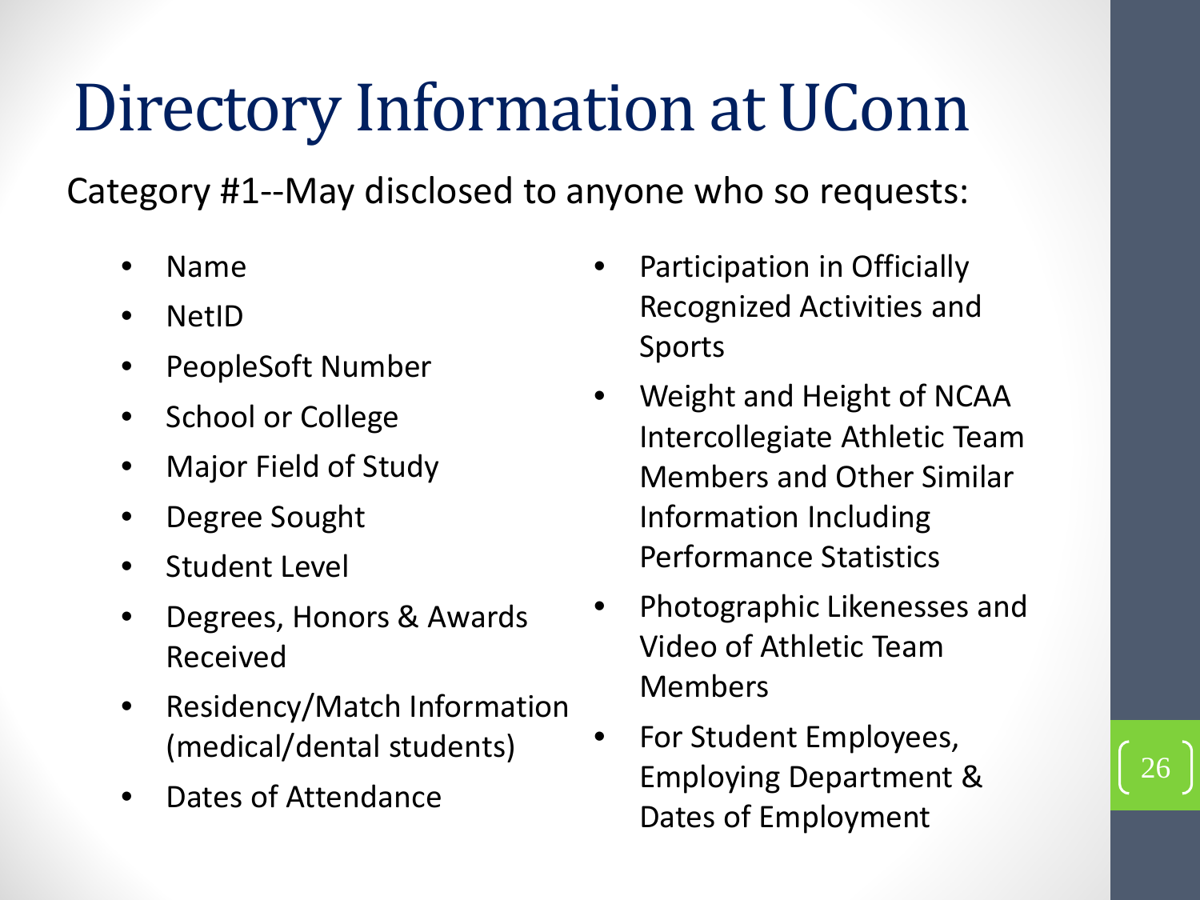# Directory Information at UConn

Category #1--May disclosed to anyone who so requests:

- Name
- NetID
- PeopleSoft Number
- School or College
- Major Field of Study
- Degree Sought
- Student Level
- Degrees, Honors & Awards Received
- Residency/Match Information (medical/dental students)
- Dates of Attendance
- Participation in Officially Recognized Activities and Sports
- Weight and Height of NCAA Intercollegiate Athletic Team Members and Other Similar Information Including Performance Statistics
- Photographic Likenesses and Video of Athletic Team Members
- For Student Employees, Employing Department & Dates of Employment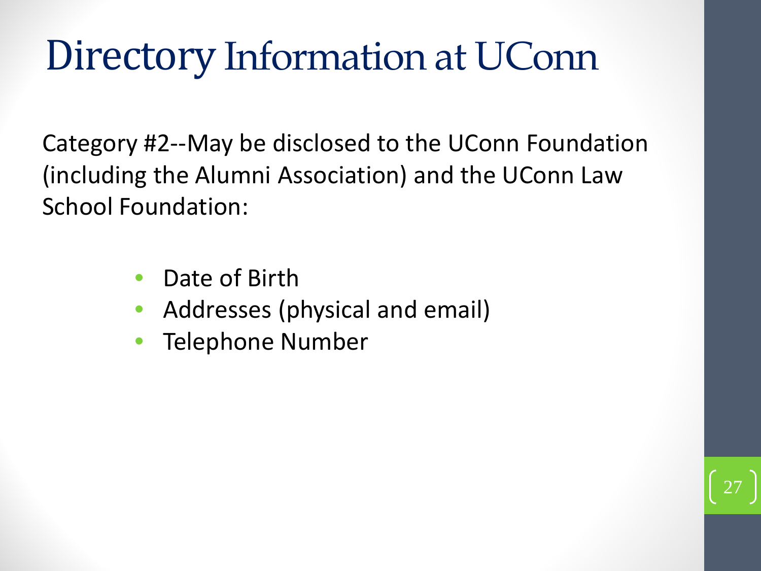# Directory Information at UConn

Category #2--May be disclosed to the UConn Foundation (including the Alumni Association) and the UConn Law School Foundation:

- Date of Birth
- Addresses (physical and email)
- Telephone Number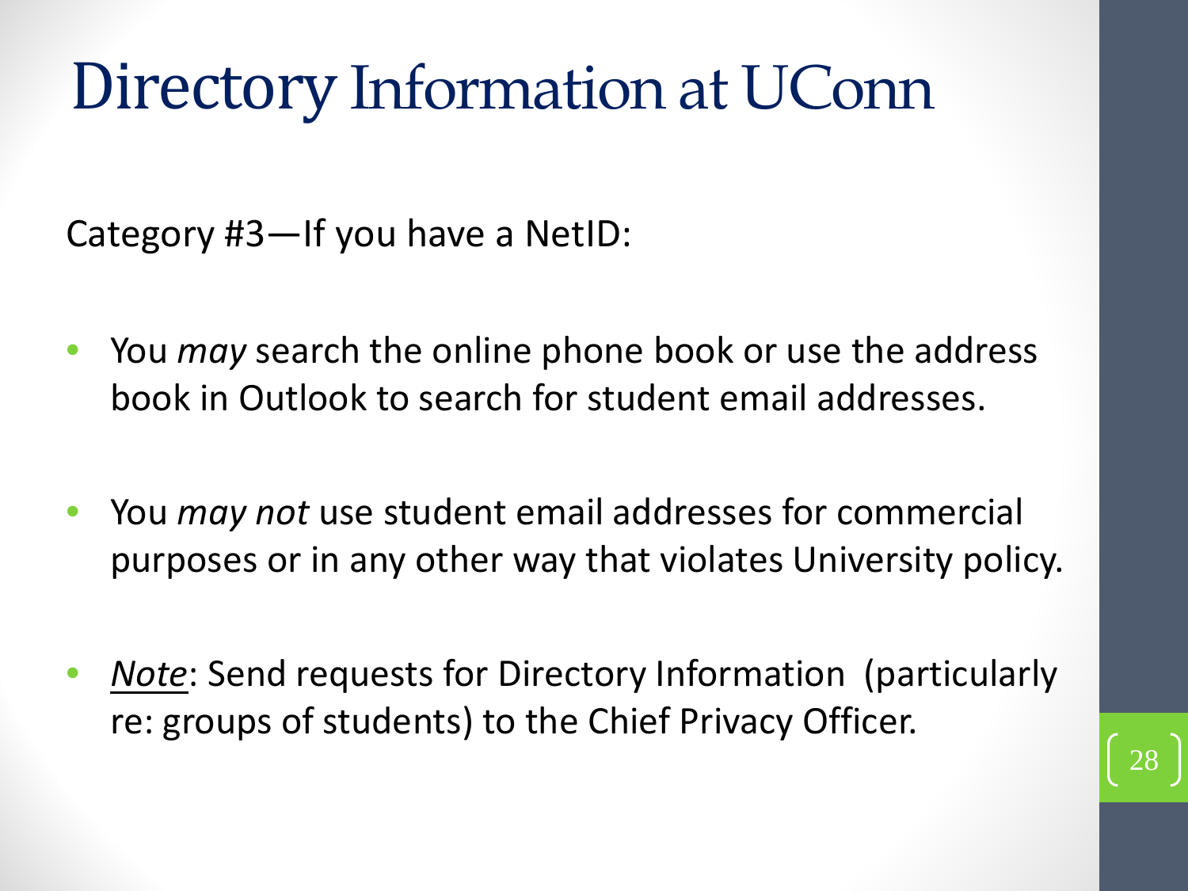# Directory Information at UConn

Category #3—If you have a NetID:

- You *may* search the online phone book or use the address book in Outlook to search for student email addresses.
- You *may not* use student email addresses for commercial purposes or in any other way that violates University policy.
- <u>*Note*</u>: Send requests for Directory Information (particularly re: groups of students) to the Chief Privacy Officer.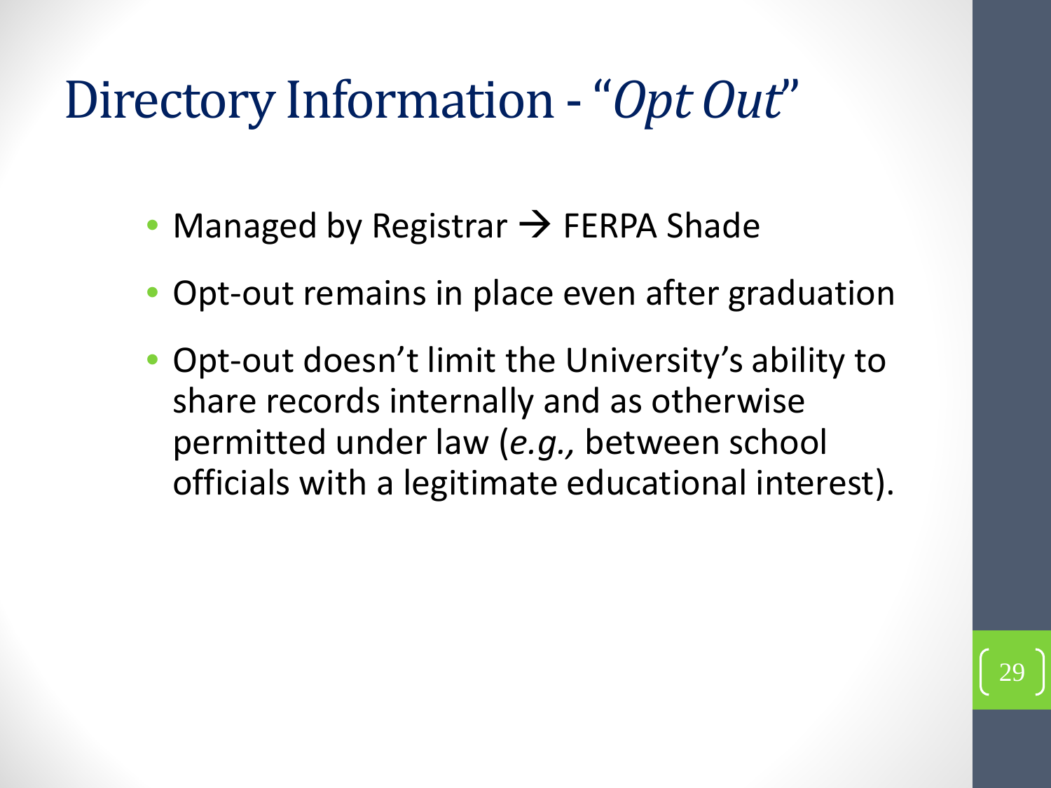# Directory Information - "*Opt Out*"

- Managed by Registrar → FERPA Shade
- Opt-out remains in place even after graduation
- Opt-out doesn't limit the University's ability to share records internally and as otherwise permitted under law (*e.g.,* between school officials with a legitimate educational interest).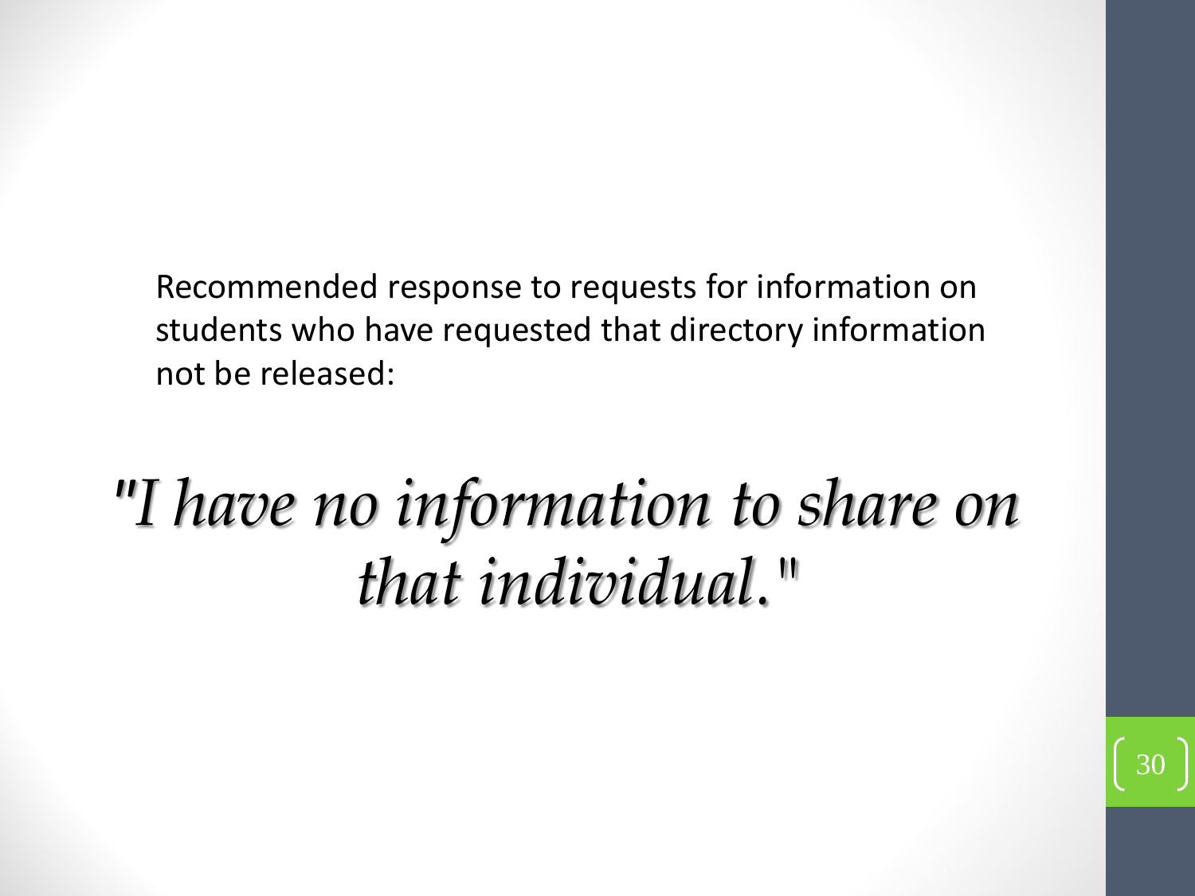Recommended response to requests for information on students who have requested that directory information not be released:

*"I have no information to share on that individual."*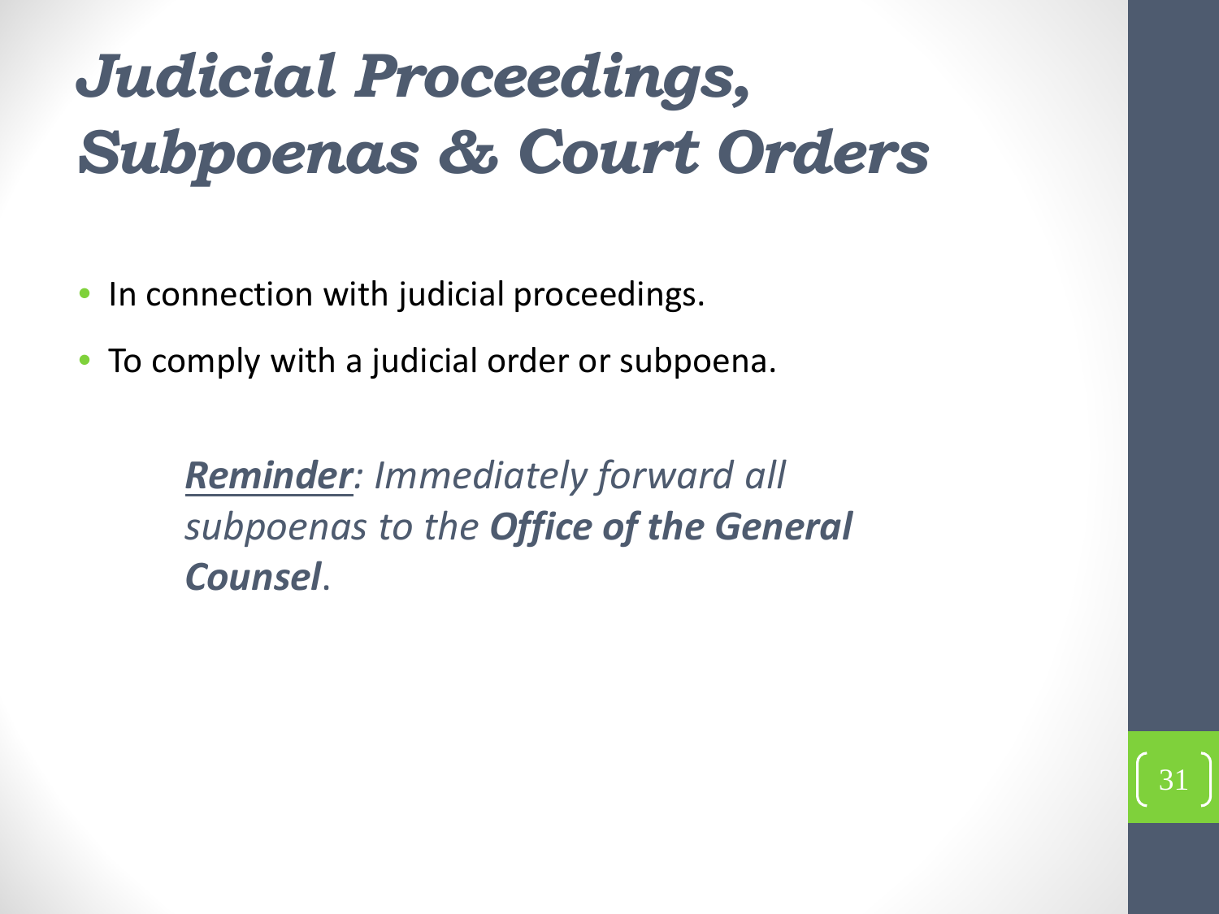# *Judicial Proceedings, Subpoenas & Court Orders*

- In connection with judicial proceedings.
- To comply with a judicial order or subpoena.

> ***Reminder***: *Immediately forward all subpoenas to the* ***Office of the General Counsel****.*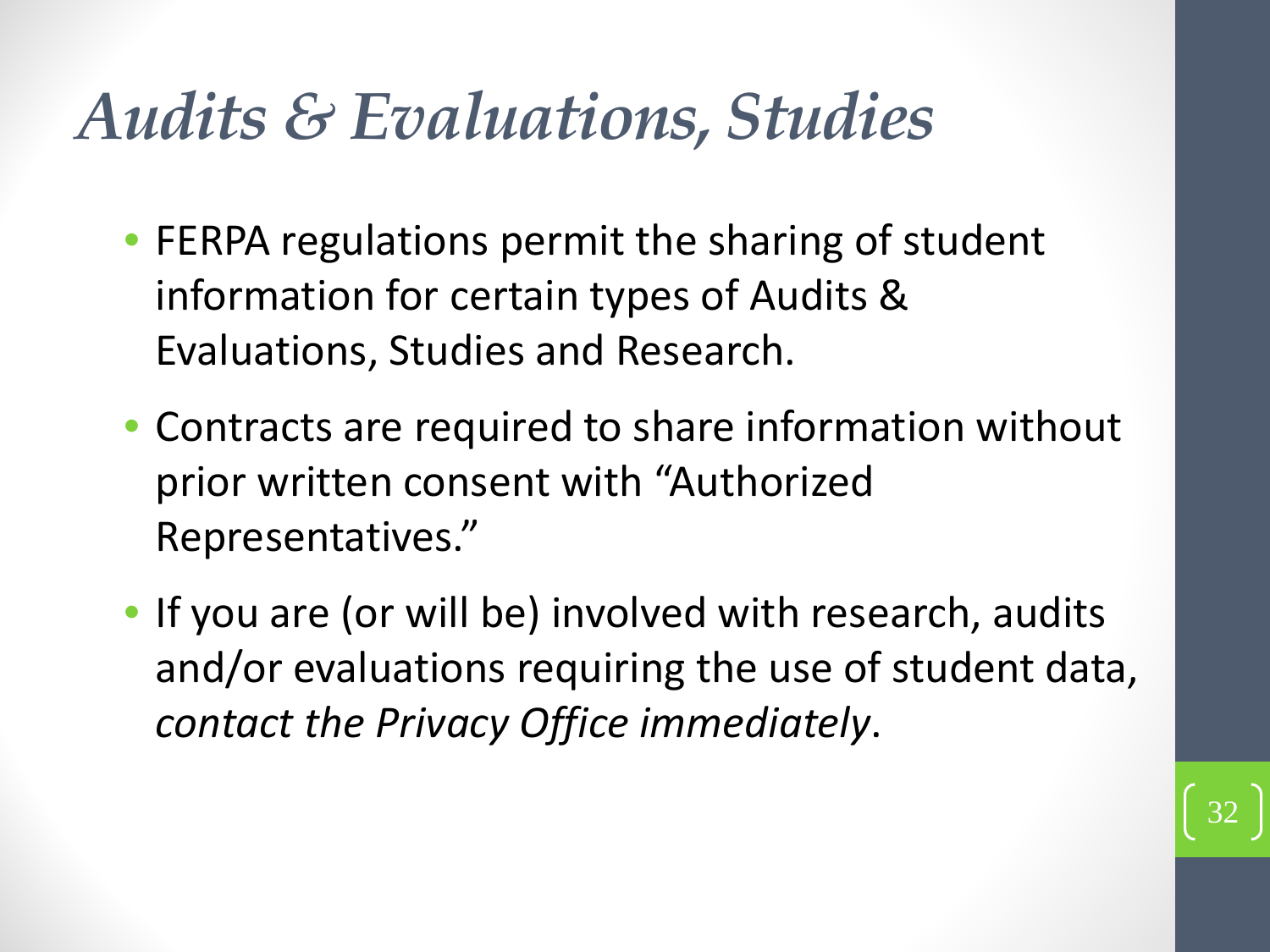# *Audits & Evaluations, Studies*

- FERPA regulations permit the sharing of student information for certain types of Audits & Evaluations, Studies and Research.
- Contracts are required to share information without prior written consent with "Authorized Representatives."
- If you are (or will be) involved with research, audits and/or evaluations requiring the use of student data, *contact the Privacy Office immediately*.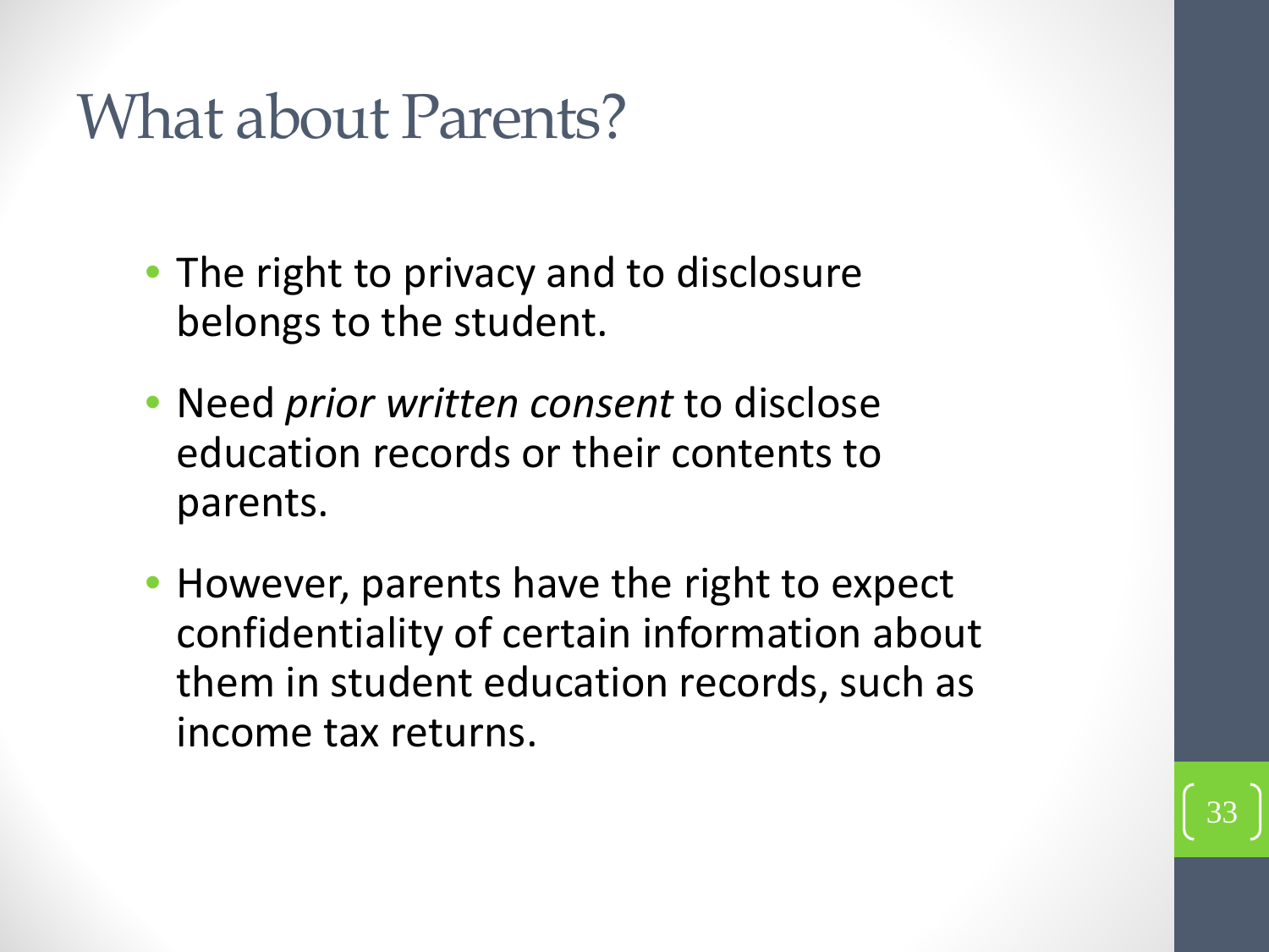# What about Parents?

- The right to privacy and to disclosure belongs to the student.
- Need *prior written consent* to disclose education records or their contents to parents.
- However, parents have the right to expect confidentiality of certain information about them in student education records, such as income tax returns.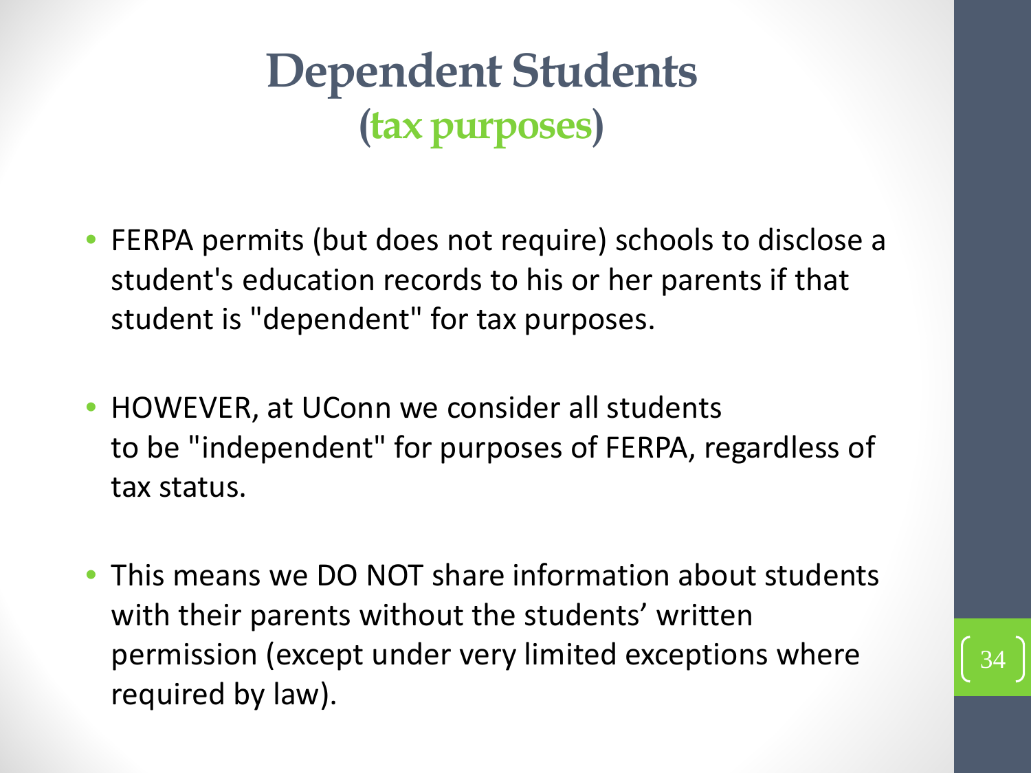# Dependent Students
## (tax purposes)

- FERPA permits (but does not require) schools to disclose a student's education records to his or her parents if that student is "dependent" for tax purposes.

- HOWEVER, at UConn we consider all students to be "independent" for purposes of FERPA, regardless of tax status.

- This means we DO NOT share information about students with their parents without the students' written permission (except under very limited exceptions where required by law).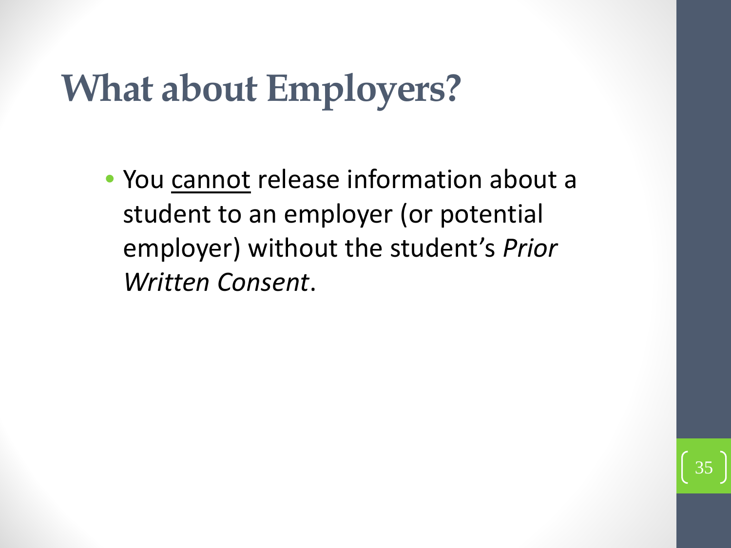# What about Employers?

- You <u>cannot</u> release information about a student to an employer (or potential employer) without the student's *Prior Written Consent*.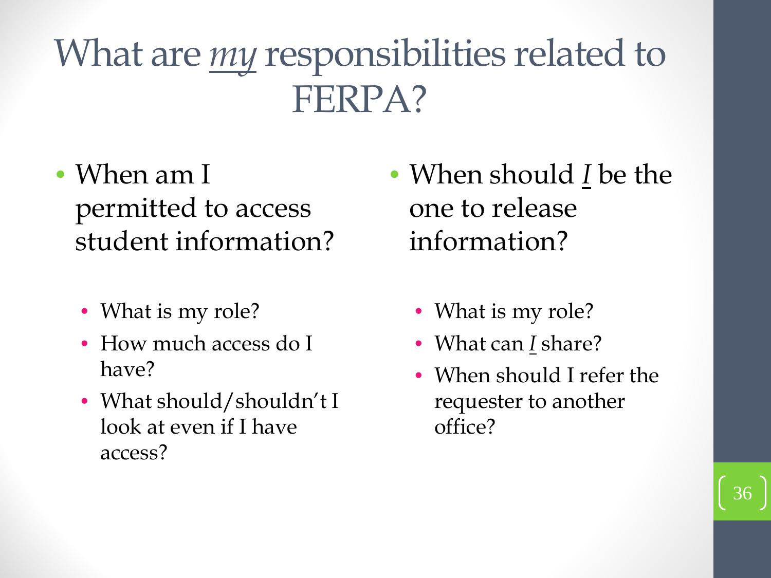# What are *my* responsibilities related to FERPA?

- When am I permitted to access student information?
  - What is my role?
  - How much access do I have?
  - What should/shouldn't I look at even if I have access?

- When should *I* be the one to release information?
  - What is my role?
  - What can *I* share?
  - When should I refer the requester to another office?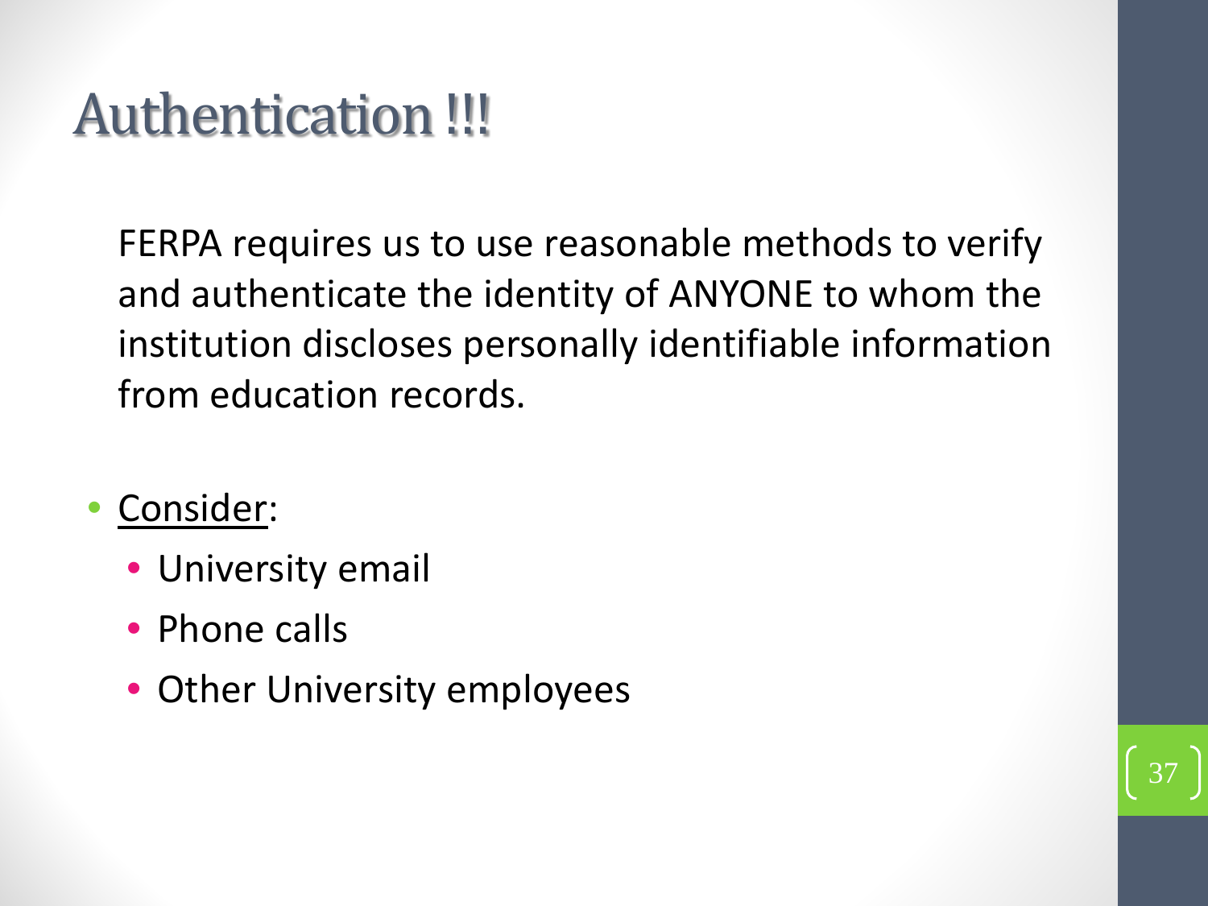# Authentication !!!

FERPA requires us to use reasonable methods to verify and authenticate the identity of ANYONE to whom the institution discloses personally identifiable information from education records.

- Consider:
  - University email
  - Phone calls
  - Other University employees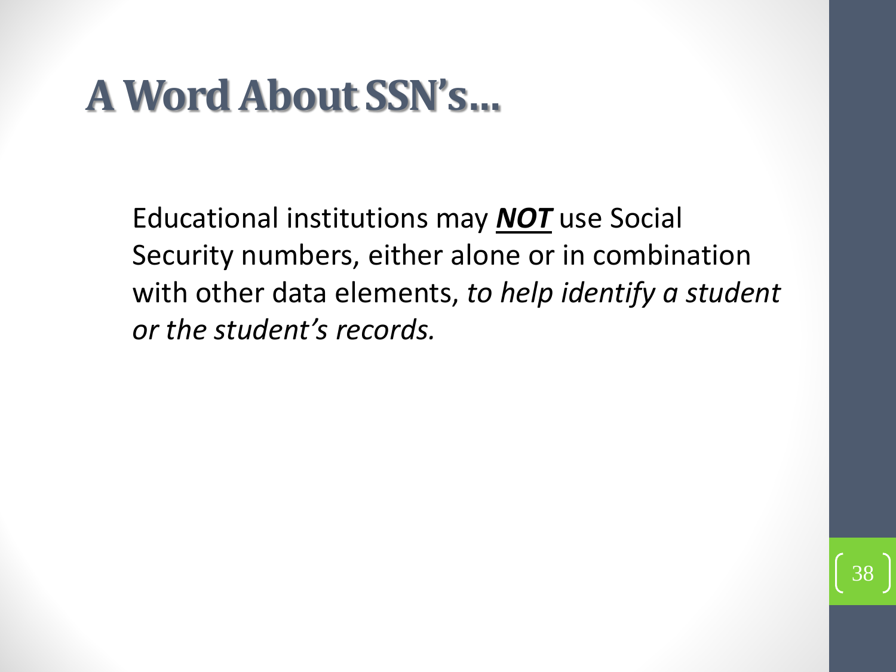# A Word About SSN's…

Educational institutions may ***NOT*** use Social Security numbers, either alone or in combination with other data elements, *to help identify a student or the student's records.*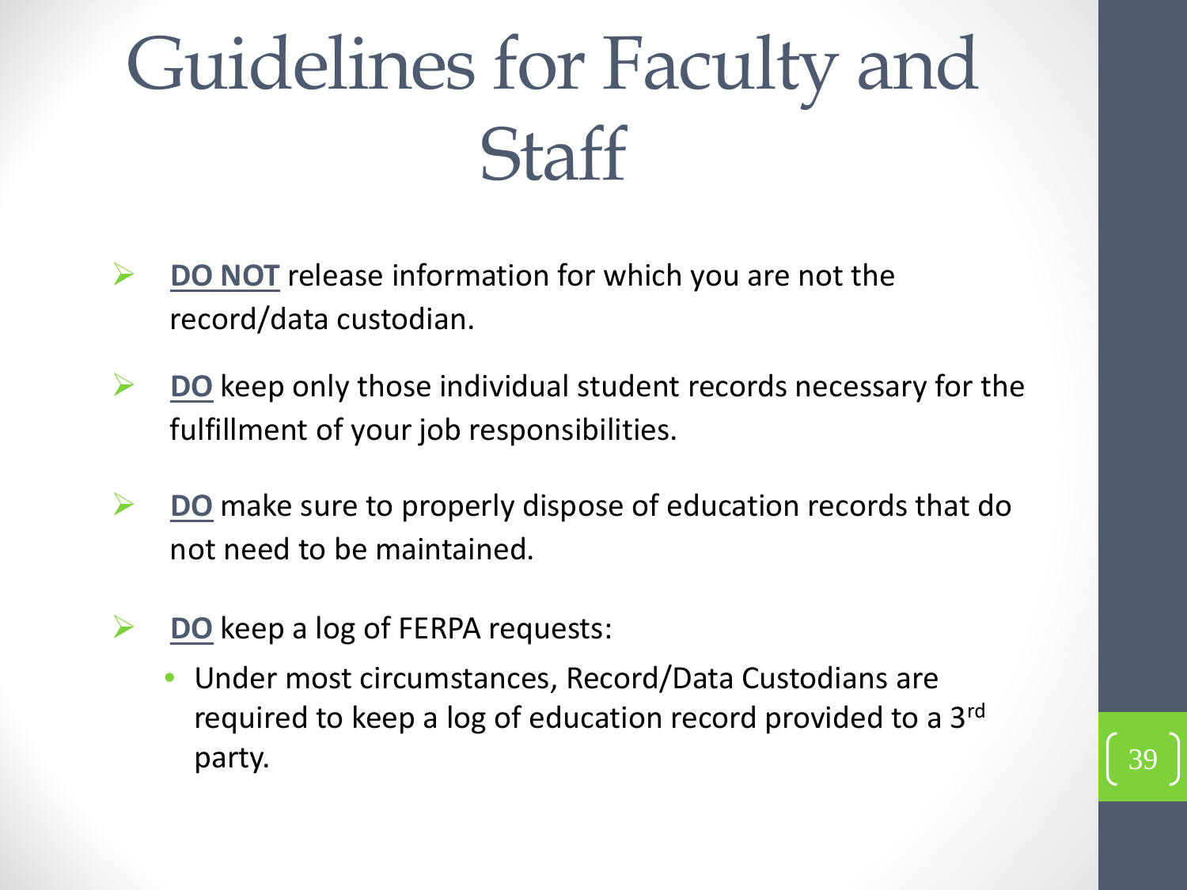# Guidelines for Faculty and Staff

- **DO NOT** release information for which you are not the record/data custodian.
- **DO** keep only those individual student records necessary for the fulfillment of your job responsibilities.
- **DO** make sure to properly dispose of education records that do not need to be maintained.
- **DO** keep a log of FERPA requests:
  - Under most circumstances, Record/Data Custodians are required to keep a log of education record provided to a 3rd party.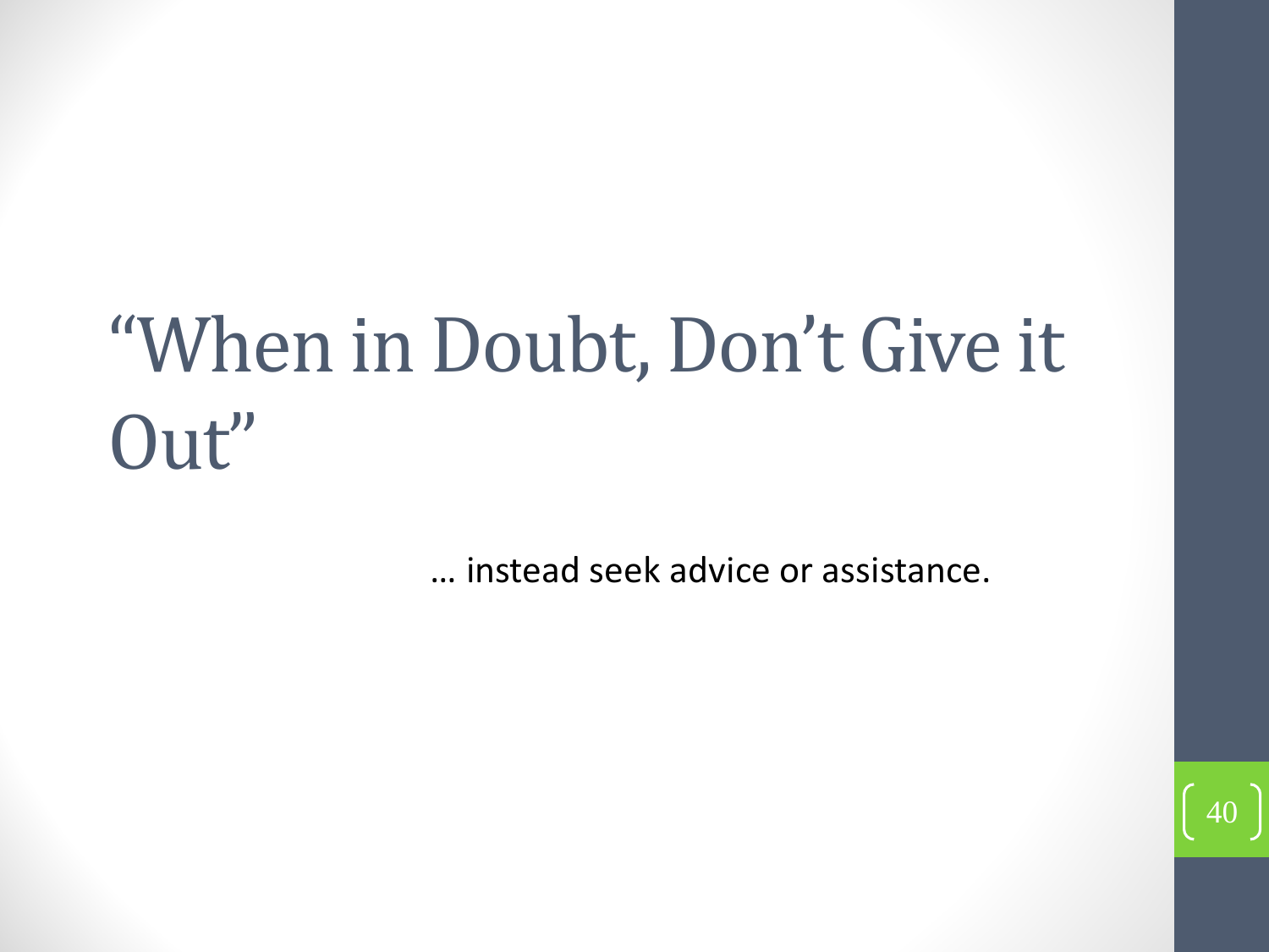# "When in Doubt, Don't Give it Out"

… instead seek advice or assistance.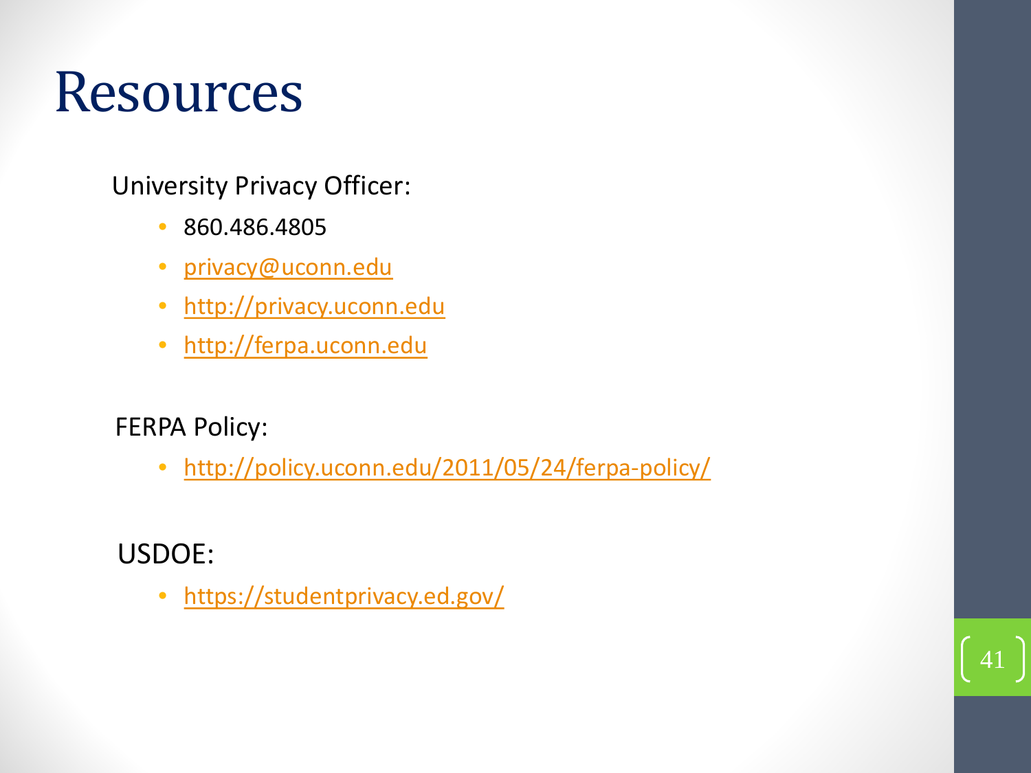# Resources

University Privacy Officer:

- 860.486.4805
- privacy@uconn.edu
- http://privacy.uconn.edu
- http://ferpa.uconn.edu

FERPA Policy:

- http://policy.uconn.edu/2011/05/24/ferpa-policy/

USDOE:

- https://studentprivacy.ed.gov/